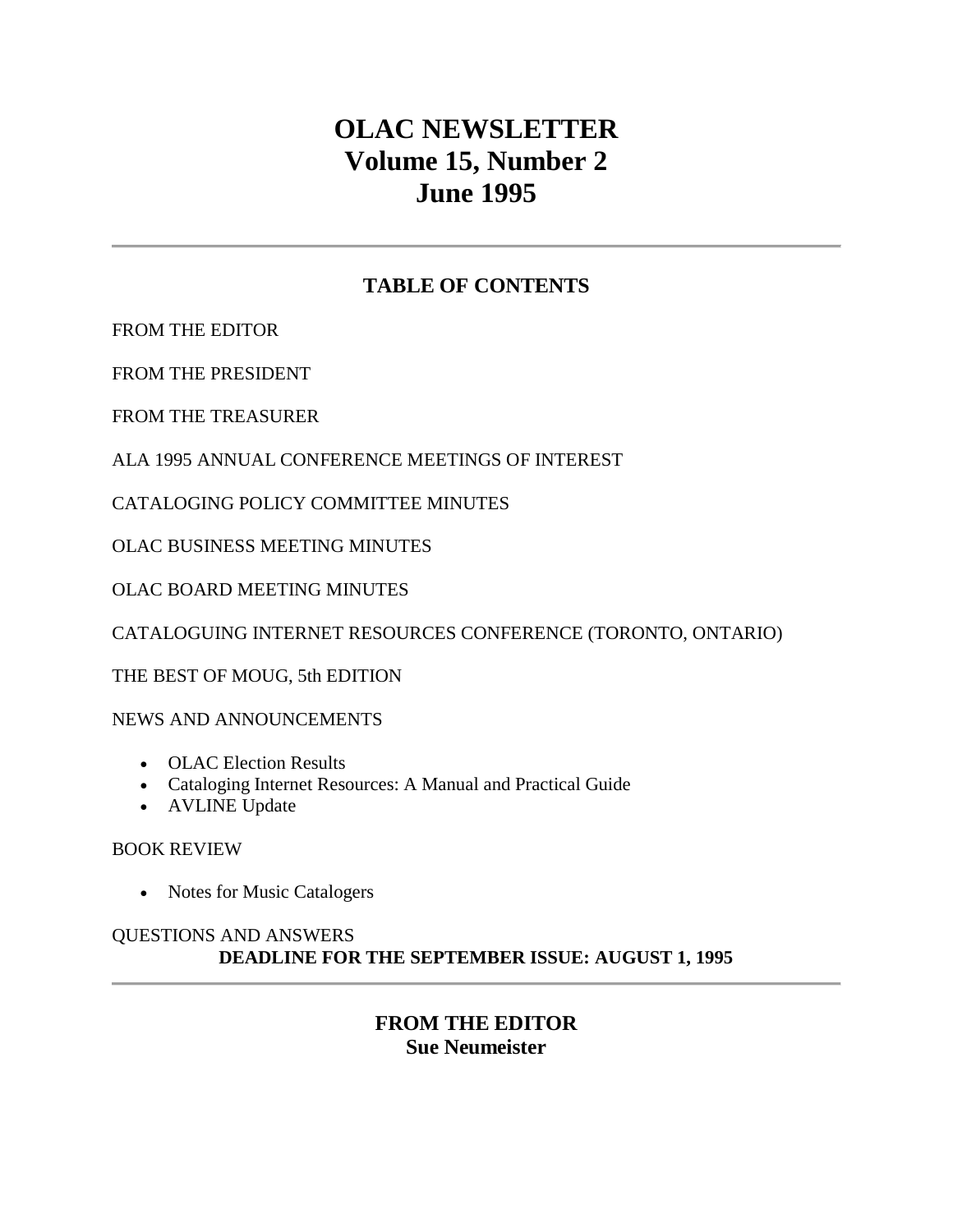# OLAC NEWSLETTER
# Volume 15, Number 2
# June 1995

---

## TABLE OF CONTENTS

FROM THE EDITOR

FROM THE PRESIDENT

FROM THE TREASURER

ALA 1995 ANNUAL CONFERENCE MEETINGS OF INTEREST

CATALOGING POLICY COMMITTEE MINUTES

OLAC BUSINESS MEETING MINUTES

OLAC BOARD MEETING MINUTES

CATALOGUING INTERNET RESOURCES CONFERENCE (TORONTO, ONTARIO)

THE BEST OF MOUG, 5th EDITION

NEWS AND ANNOUNCEMENTS

- OLAC Election Results
- Cataloging Internet Resources: A Manual and Practical Guide
- AVLINE Update

BOOK REVIEW

- Notes for Music Catalogers

QUESTIONS AND ANSWERS

**DEADLINE FOR THE SEPTEMBER ISSUE: AUGUST 1, 1995**

---

## FROM THE EDITOR
**Sue Neumeister**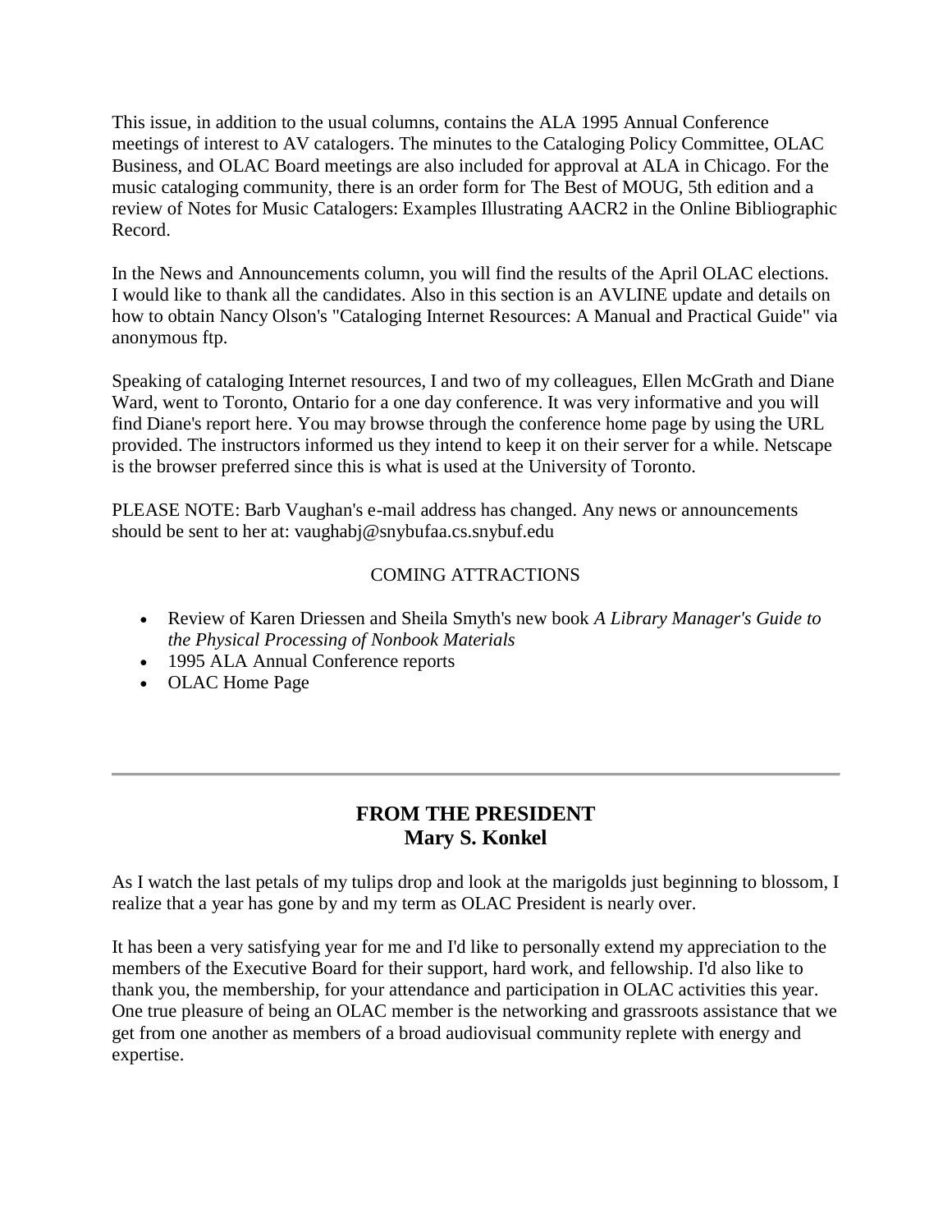This issue, in addition to the usual columns, contains the ALA 1995 Annual Conference meetings of interest to AV catalogers. The minutes to the Cataloging Policy Committee, OLAC Business, and OLAC Board meetings are also included for approval at ALA in Chicago. For the music cataloging community, there is an order form for The Best of MOUG, 5th edition and a review of Notes for Music Catalogers: Examples Illustrating AACR2 in the Online Bibliographic Record.

In the News and Announcements column, you will find the results of the April OLAC elections. I would like to thank all the candidates. Also in this section is an AVLINE update and details on how to obtain Nancy Olson's "Cataloging Internet Resources: A Manual and Practical Guide" via anonymous ftp.

Speaking of cataloging Internet resources, I and two of my colleagues, Ellen McGrath and Diane Ward, went to Toronto, Ontario for a one day conference. It was very informative and you will find Diane's report here. You may browse through the conference home page by using the URL provided. The instructors informed us they intend to keep it on their server for a while. Netscape is the browser preferred since this is what is used at the University of Toronto.

PLEASE NOTE: Barb Vaughan's e-mail address has changed. Any news or announcements should be sent to her at: vaughabj@snybufaa.cs.snybuf.edu

COMING ATTRACTIONS

- Review of Karen Driessen and Sheila Smyth's new book *A Library Manager's Guide to the Physical Processing of Nonbook Materials*
- 1995 ALA Annual Conference reports
- OLAC Home Page

---

## FROM THE PRESIDENT
## Mary S. Konkel

As I watch the last petals of my tulips drop and look at the marigolds just beginning to blossom, I realize that a year has gone by and my term as OLAC President is nearly over.

It has been a very satisfying year for me and I'd like to personally extend my appreciation to the members of the Executive Board for their support, hard work, and fellowship. I'd also like to thank you, the membership, for your attendance and participation in OLAC activities this year. One true pleasure of being an OLAC member is the networking and grassroots assistance that we get from one another as members of a broad audiovisual community replete with energy and expertise.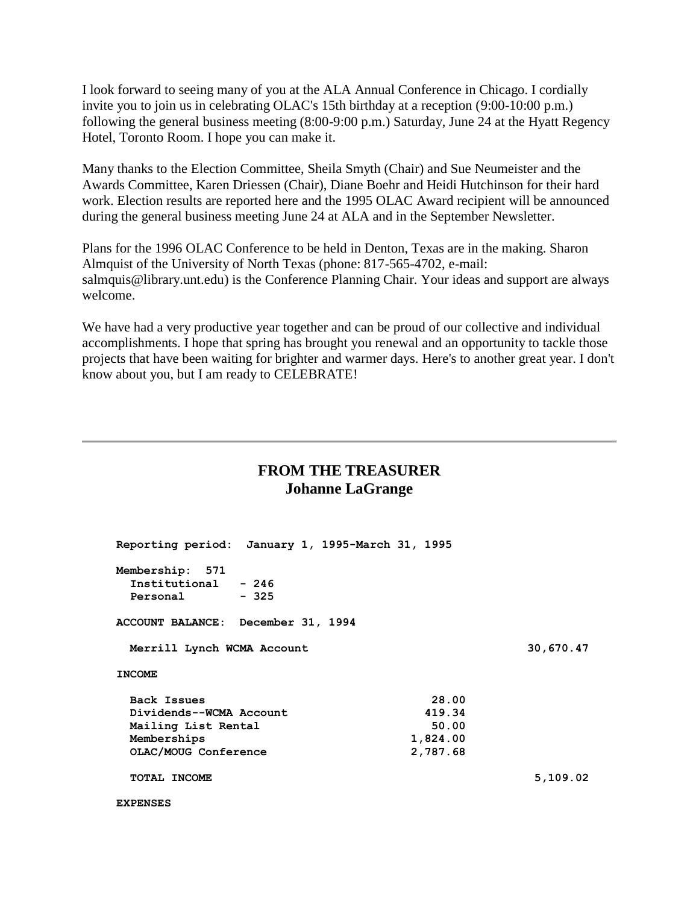I look forward to seeing many of you at the ALA Annual Conference in Chicago. I cordially invite you to join us in celebrating OLAC's 15th birthday at a reception (9:00-10:00 p.m.) following the general business meeting (8:00-9:00 p.m.) Saturday, June 24 at the Hyatt Regency Hotel, Toronto Room. I hope you can make it.

Many thanks to the Election Committee, Sheila Smyth (Chair) and Sue Neumeister and the Awards Committee, Karen Driessen (Chair), Diane Boehr and Heidi Hutchinson for their hard work. Election results are reported here and the 1995 OLAC Award recipient will be announced during the general business meeting June 24 at ALA and in the September Newsletter.

Plans for the 1996 OLAC Conference to be held in Denton, Texas are in the making. Sharon Almquist of the University of North Texas (phone: 817-565-4702, e-mail: salmquis@library.unt.edu) is the Conference Planning Chair. Your ideas and support are always welcome.

We have had a very productive year together and can be proud of our collective and individual accomplishments. I hope that spring has brought you renewal and an opportunity to tackle those projects that have been waiting for brighter and warmer days. Here's to another great year. I don't know about you, but I am ready to CELEBRATE!

---

## FROM THE TREASURER
## Johanne LaGrange

```
Reporting period:  January 1, 1995-March 31, 1995

Membership:  571
  Institutional   - 246
  Personal        - 325

ACCOUNT BALANCE:  December 31, 1994

  Merrill Lynch WCMA Account                                  30,670.47

INCOME

  Back Issues                                 28.00
  Dividends--WCMA Account                    419.34
  Mailing List Rental                         50.00
  Memberships                              1,824.00
  OLAC/MOUG Conference                     2,787.68

  TOTAL INCOME                                                 5,109.02

EXPENSES
```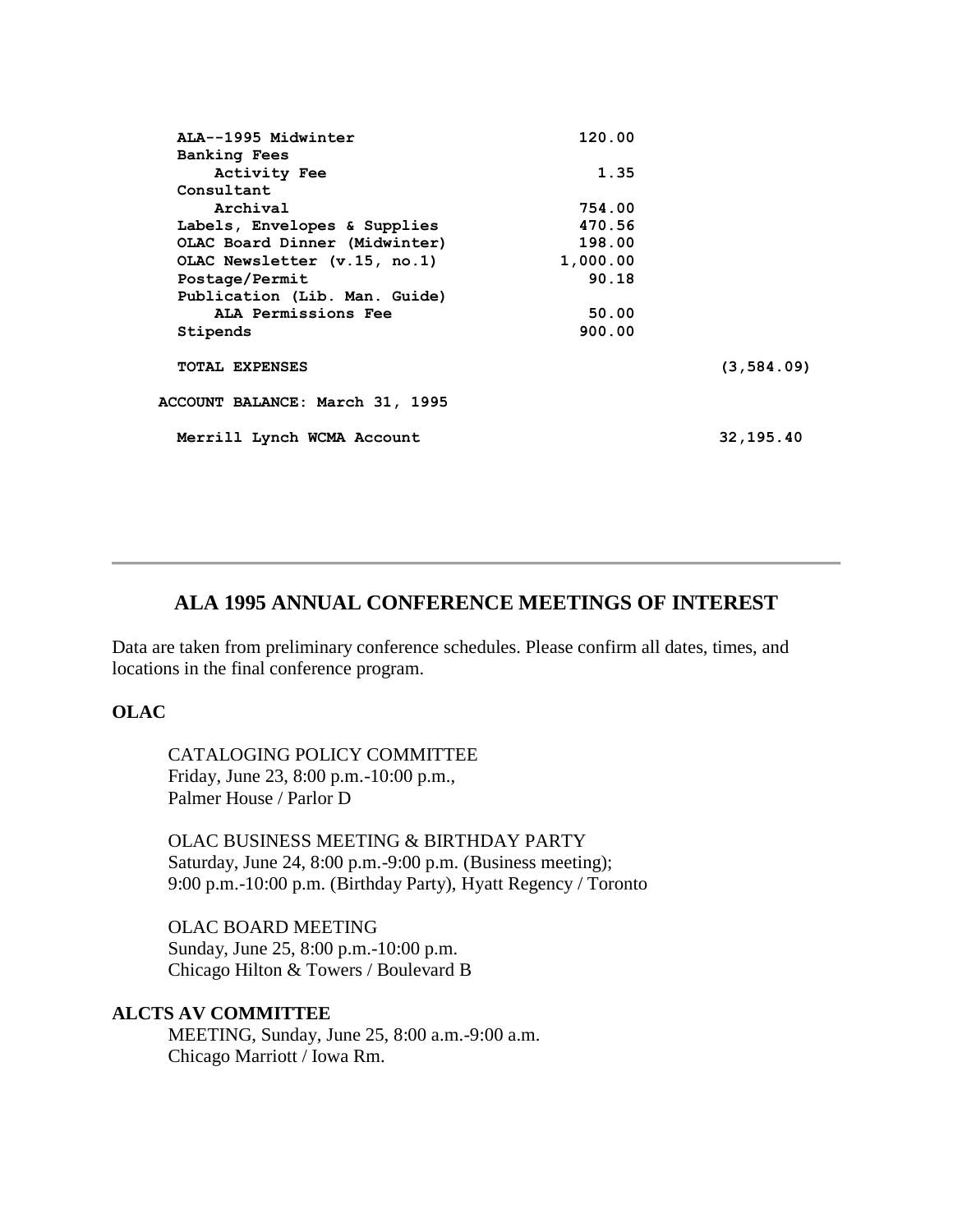| | | |
|---|---|---|
| ALA--1995 Midwinter | 120.00 | |
| Banking Fees | | |
| Activity Fee | 1.35 | |
| Consultant | | |
| Archival | 754.00 | |
| Labels, Envelopes & Supplies | 470.56 | |
| OLAC Board Dinner (Midwinter) | 198.00 | |
| OLAC Newsletter (v.15, no.1) | 1,000.00 | |
| Postage/Permit | 90.18 | |
| Publication (Lib. Man. Guide) | | |
| ALA Permissions Fee | 50.00 | |
| Stipends | 900.00 | |
| TOTAL EXPENSES | | (3,584.09) |
| ACCOUNT BALANCE: March 31, 1995 | | |
| Merrill Lynch WCMA Account | | 32,195.40 |

---

## ALA 1995 ANNUAL CONFERENCE MEETINGS OF INTEREST

Data are taken from preliminary conference schedules. Please confirm all dates, times, and locations in the final conference program.

**OLAC**

CATALOGING POLICY COMMITTEE
Friday, June 23, 8:00 p.m.-10:00 p.m.,
Palmer House / Parlor D

OLAC BUSINESS MEETING & BIRTHDAY PARTY
Saturday, June 24, 8:00 p.m.-9:00 p.m. (Business meeting);
9:00 p.m.-10:00 p.m. (Birthday Party), Hyatt Regency / Toronto

OLAC BOARD MEETING
Sunday, June 25, 8:00 p.m.-10:00 p.m.
Chicago Hilton & Towers / Boulevard B

**ALCTS AV COMMITTEE**

MEETING, Sunday, June 25, 8:00 a.m.-9:00 a.m.
Chicago Marriott / Iowa Rm.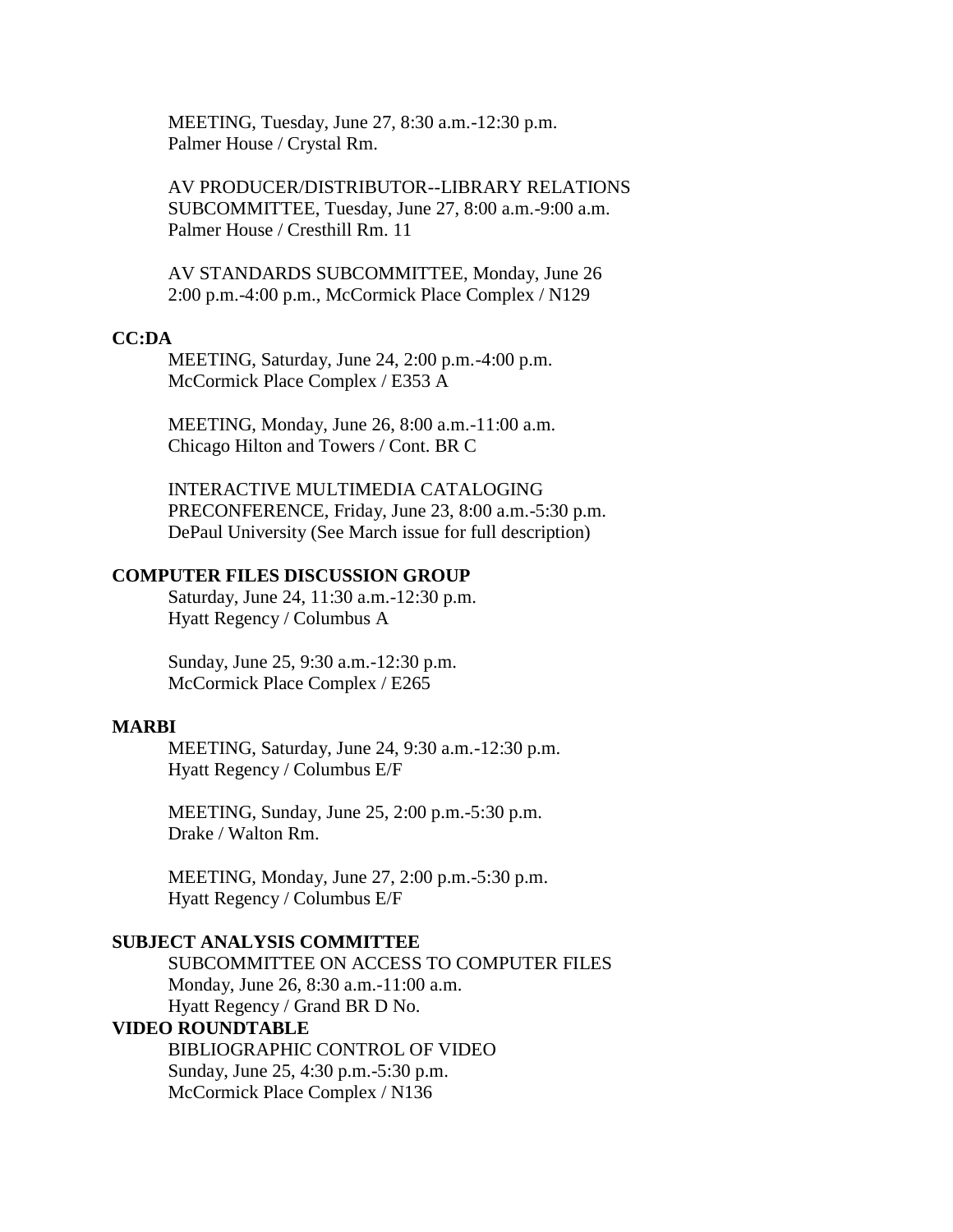MEETING, Tuesday, June 27, 8:30 a.m.-12:30 p.m.
Palmer House / Crystal Rm.

AV PRODUCER/DISTRIBUTOR--LIBRARY RELATIONS SUBCOMMITTEE, Tuesday, June 27, 8:00 a.m.-9:00 a.m.
Palmer House / Cresthill Rm. 11

AV STANDARDS SUBCOMMITTEE, Monday, June 26
2:00 p.m.-4:00 p.m., McCormick Place Complex / N129

**CC:DA**

MEETING, Saturday, June 24, 2:00 p.m.-4:00 p.m.
McCormick Place Complex / E353 A

MEETING, Monday, June 26, 8:00 a.m.-11:00 a.m.
Chicago Hilton and Towers / Cont. BR C

INTERACTIVE MULTIMEDIA CATALOGING PRECONFERENCE, Friday, June 23, 8:00 a.m.-5:30 p.m.
DePaul University (See March issue for full description)

**COMPUTER FILES DISCUSSION GROUP**

Saturday, June 24, 11:30 a.m.-12:30 p.m.
Hyatt Regency / Columbus A

Sunday, June 25, 9:30 a.m.-12:30 p.m.
McCormick Place Complex / E265

**MARBI**

MEETING, Saturday, June 24, 9:30 a.m.-12:30 p.m.
Hyatt Regency / Columbus E/F

MEETING, Sunday, June 25, 2:00 p.m.-5:30 p.m.
Drake / Walton Rm.

MEETING, Monday, June 27, 2:00 p.m.-5:30 p.m.
Hyatt Regency / Columbus E/F

**SUBJECT ANALYSIS COMMITTEE**

SUBCOMMITTEE ON ACCESS TO COMPUTER FILES
Monday, June 26, 8:30 a.m.-11:00 a.m.
Hyatt Regency / Grand BR D No.

**VIDEO ROUNDTABLE**

BIBLIOGRAPHIC CONTROL OF VIDEO
Sunday, June 25, 4:30 p.m.-5:30 p.m.
McCormick Place Complex / N136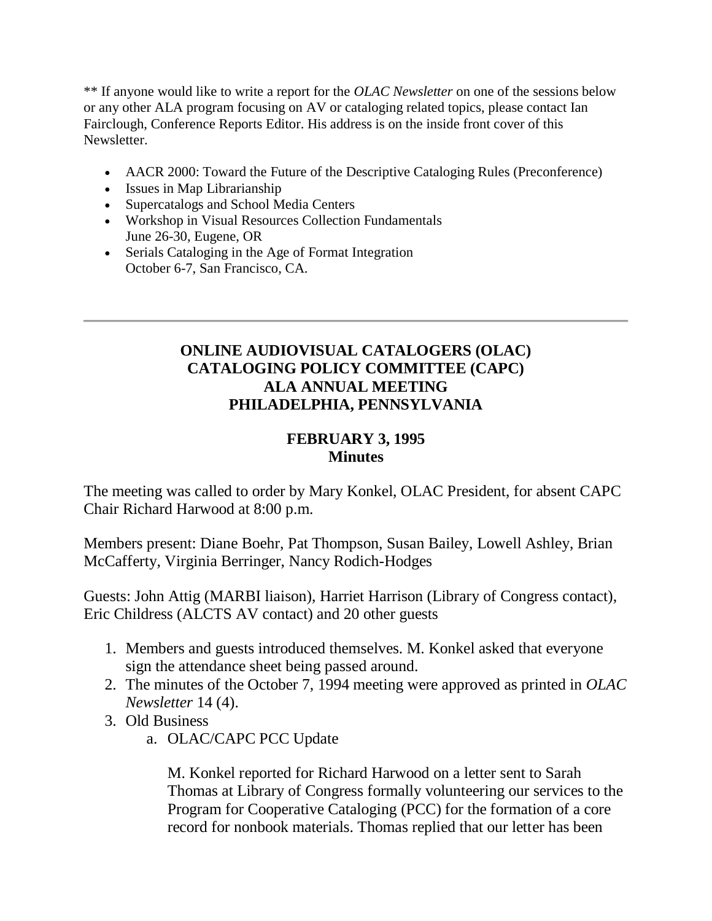** If anyone would like to write a report for the *OLAC Newsletter* on one of the sessions below or any other ALA program focusing on AV or cataloging related topics, please contact Ian Fairclough, Conference Reports Editor. His address is on the inside front cover of this Newsletter.

- AACR 2000: Toward the Future of the Descriptive Cataloging Rules (Preconference)
- Issues in Map Librarianship
- Supercatalogs and School Media Centers
- Workshop in Visual Resources Collection Fundamentals
  June 26-30, Eugene, OR
- Serials Cataloging in the Age of Format Integration
  October 6-7, San Francisco, CA.

---

## ONLINE AUDIOVISUAL CATALOGERS (OLAC) CATALOGING POLICY COMMITTEE (CAPC) ALA ANNUAL MEETING PHILADELPHIA, PENNSYLVANIA

### FEBRUARY 3, 1995 Minutes

The meeting was called to order by Mary Konkel, OLAC President, for absent CAPC Chair Richard Harwood at 8:00 p.m.

Members present: Diane Boehr, Pat Thompson, Susan Bailey, Lowell Ashley, Brian McCafferty, Virginia Berringer, Nancy Rodich-Hodges

Guests: John Attig (MARBI liaison), Harriet Harrison (Library of Congress contact), Eric Childress (ALCTS AV contact) and 20 other guests

1. Members and guests introduced themselves. M. Konkel asked that everyone sign the attendance sheet being passed around.
2. The minutes of the October 7, 1994 meeting were approved as printed in *OLAC Newsletter* 14 (4).
3. Old Business
   a. OLAC/CAPC PCC Update

      M. Konkel reported for Richard Harwood on a letter sent to Sarah Thomas at Library of Congress formally volunteering our services to the Program for Cooperative Cataloging (PCC) for the formation of a core record for nonbook materials. Thomas replied that our letter has been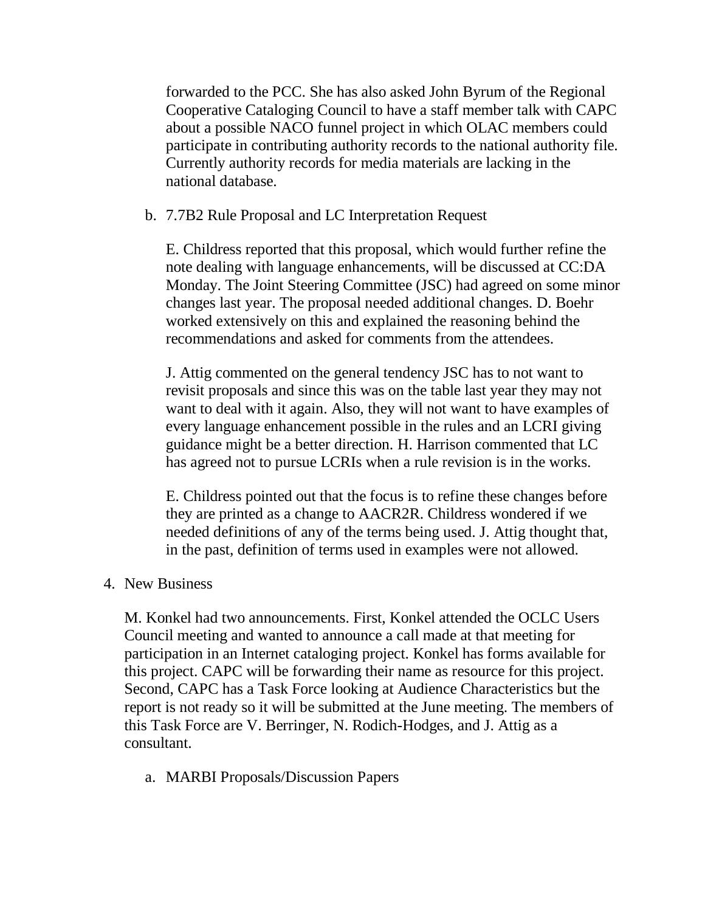forwarded to the PCC. She has also asked John Byrum of the Regional Cooperative Cataloging Council to have a staff member talk with CAPC about a possible NACO funnel project in which OLAC members could participate in contributing authority records to the national authority file. Currently authority records for media materials are lacking in the national database.

b. 7.7B2 Rule Proposal and LC Interpretation Request

   E. Childress reported that this proposal, which would further refine the note dealing with language enhancements, will be discussed at CC:DA Monday. The Joint Steering Committee (JSC) had agreed on some minor changes last year. The proposal needed additional changes. D. Boehr worked extensively on this and explained the reasoning behind the recommendations and asked for comments from the attendees.

   J. Attig commented on the general tendency JSC has to not want to revisit proposals and since this was on the table last year they may not want to deal with it again. Also, they will not want to have examples of every language enhancement possible in the rules and an LCRI giving guidance might be a better direction. H. Harrison commented that LC has agreed not to pursue LCRIs when a rule revision is in the works.

   E. Childress pointed out that the focus is to refine these changes before they are printed as a change to AACR2R. Childress wondered if we needed definitions of any of the terms being used. J. Attig thought that, in the past, definition of terms used in examples were not allowed.

4. New Business

   M. Konkel had two announcements. First, Konkel attended the OCLC Users Council meeting and wanted to announce a call made at that meeting for participation in an Internet cataloging project. Konkel has forms available for this project. CAPC will be forwarding their name as resource for this project. Second, CAPC has a Task Force looking at Audience Characteristics but the report is not ready so it will be submitted at the June meeting. The members of this Task Force are V. Berringer, N. Rodich-Hodges, and J. Attig as a consultant.

   a. MARBI Proposals/Discussion Papers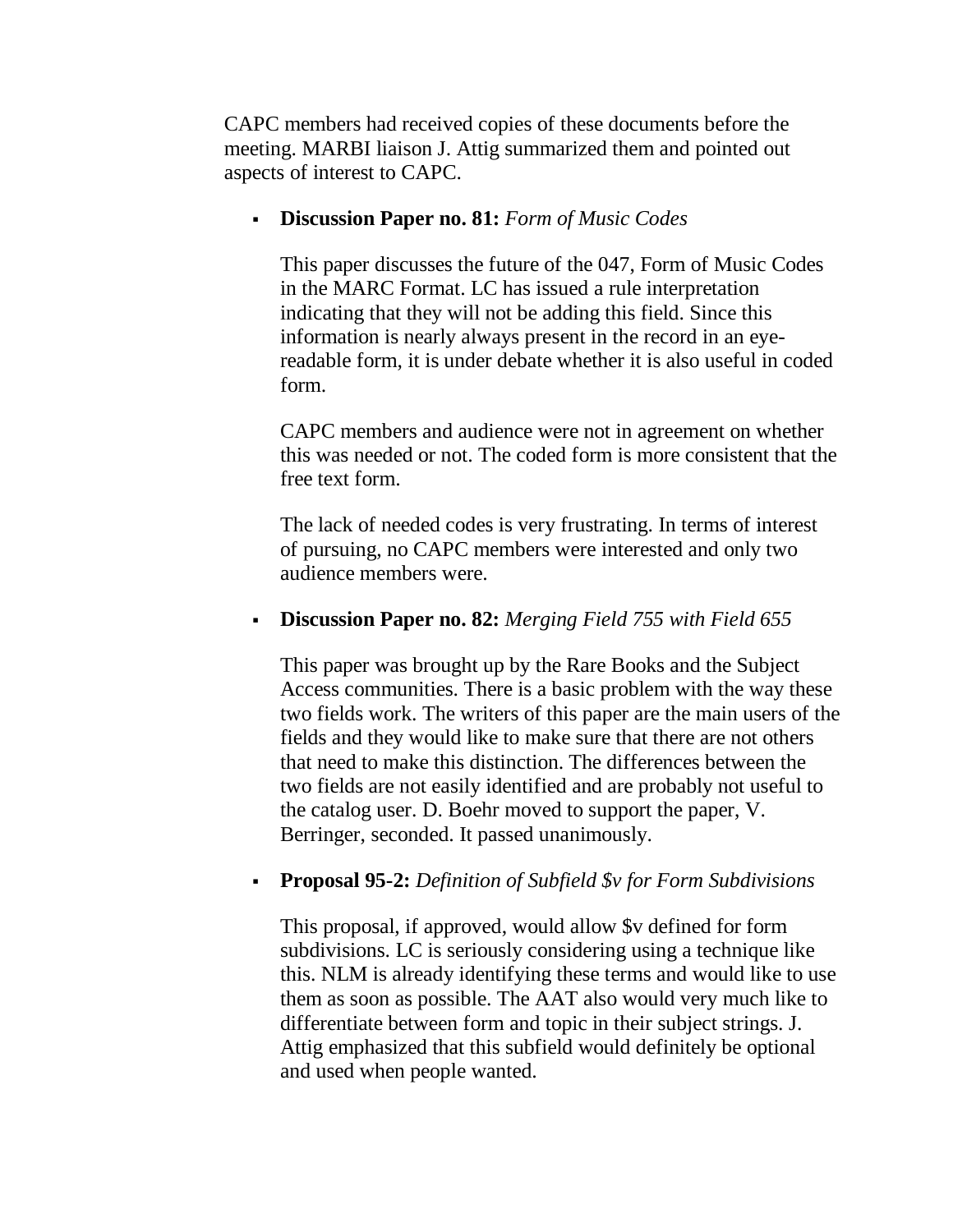CAPC members had received copies of these documents before the meeting. MARBI liaison J. Attig summarized them and pointed out aspects of interest to CAPC.

- **Discussion Paper no. 81:** *Form of Music Codes*

  This paper discusses the future of the 047, Form of Music Codes in the MARC Format. LC has issued a rule interpretation indicating that they will not be adding this field. Since this information is nearly always present in the record in an eye-readable form, it is under debate whether it is also useful in coded form.

  CAPC members and audience were not in agreement on whether this was needed or not. The coded form is more consistent that the free text form.

  The lack of needed codes is very frustrating. In terms of interest of pursuing, no CAPC members were interested and only two audience members were.

- **Discussion Paper no. 82:** *Merging Field 755 with Field 655*

  This paper was brought up by the Rare Books and the Subject Access communities. There is a basic problem with the way these two fields work. The writers of this paper are the main users of the fields and they would like to make sure that there are not others that need to make this distinction. The differences between the two fields are not easily identified and are probably not useful to the catalog user. D. Boehr moved to support the paper, V. Berringer, seconded. It passed unanimously.

- **Proposal 95-2:** *Definition of Subfield $v for Form Subdivisions*

  This proposal, if approved, would allow $v defined for form subdivisions. LC is seriously considering using a technique like this. NLM is already identifying these terms and would like to use them as soon as possible. The AAT also would very much like to differentiate between form and topic in their subject strings. J. Attig emphasized that this subfield would definitely be optional and used when people wanted.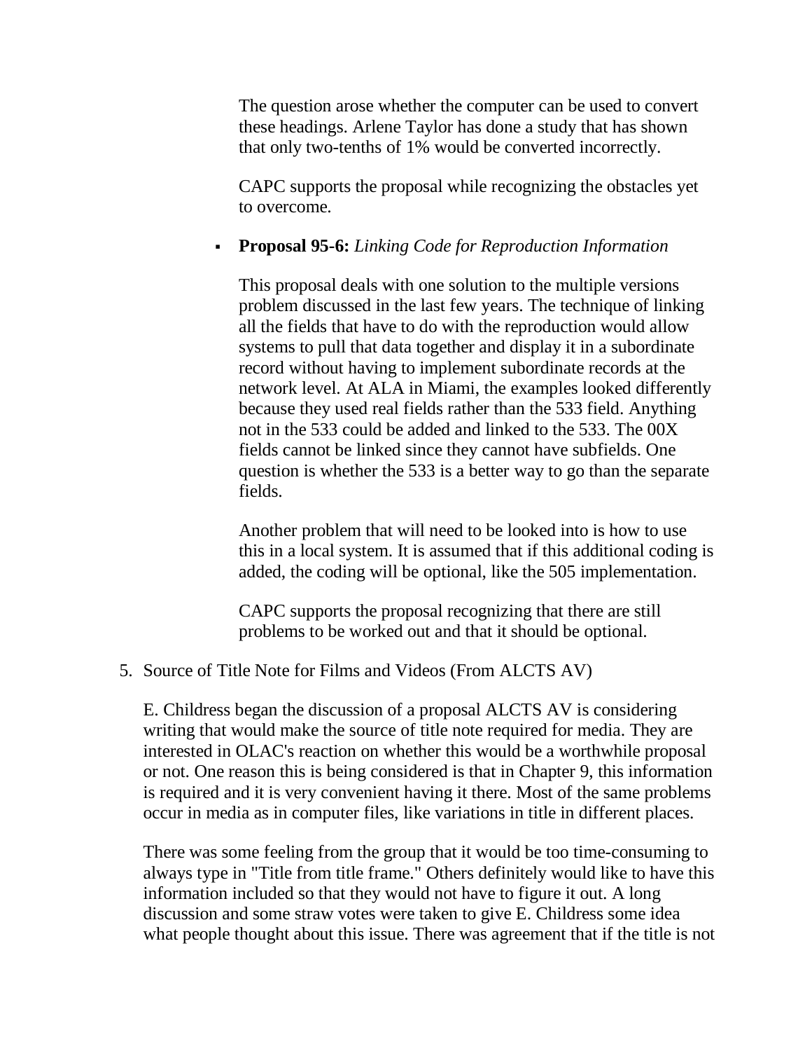The question arose whether the computer can be used to convert these headings. Arlene Taylor has done a study that has shown that only two-tenths of 1% would be converted incorrectly.

CAPC supports the proposal while recognizing the obstacles yet to overcome.

- **Proposal 95-6:** *Linking Code for Reproduction Information*

  This proposal deals with one solution to the multiple versions problem discussed in the last few years. The technique of linking all the fields that have to do with the reproduction would allow systems to pull that data together and display it in a subordinate record without having to implement subordinate records at the network level. At ALA in Miami, the examples looked differently because they used real fields rather than the 533 field. Anything not in the 533 could be added and linked to the 533. The 00X fields cannot be linked since they cannot have subfields. One question is whether the 533 is a better way to go than the separate fields.

  Another problem that will need to be looked into is how to use this in a local system. It is assumed that if this additional coding is added, the coding will be optional, like the 505 implementation.

  CAPC supports the proposal recognizing that there are still problems to be worked out and that it should be optional.

5. Source of Title Note for Films and Videos (From ALCTS AV)

   E. Childress began the discussion of a proposal ALCTS AV is considering writing that would make the source of title note required for media. They are interested in OLAC's reaction on whether this would be a worthwhile proposal or not. One reason this is being considered is that in Chapter 9, this information is required and it is very convenient having it there. Most of the same problems occur in media as in computer files, like variations in title in different places.

   There was some feeling from the group that it would be too time-consuming to always type in "Title from title frame." Others definitely would like to have this information included so that they would not have to figure it out. A long discussion and some straw votes were taken to give E. Childress some idea what people thought about this issue. There was agreement that if the title is not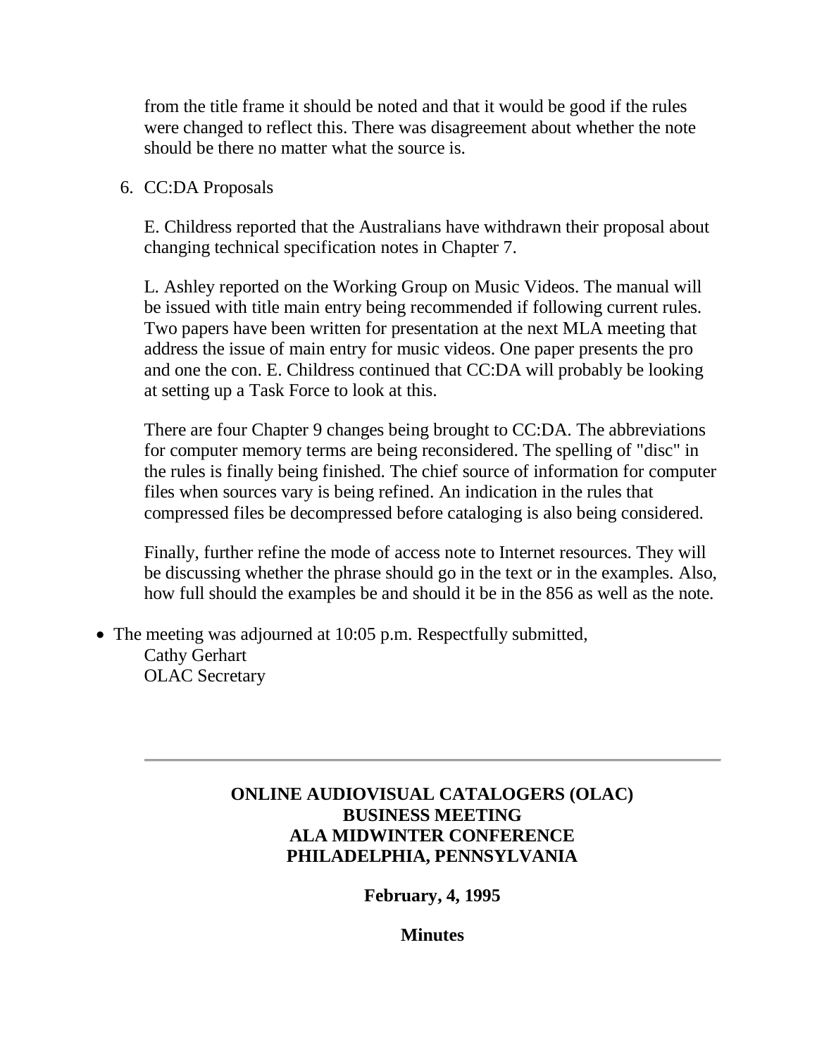from the title frame it should be noted and that it would be good if the rules were changed to reflect this. There was disagreement about whether the note should be there no matter what the source is.

6. CC:DA Proposals

   E. Childress reported that the Australians have withdrawn their proposal about changing technical specification notes in Chapter 7.

   L. Ashley reported on the Working Group on Music Videos. The manual will be issued with title main entry being recommended if following current rules. Two papers have been written for presentation at the next MLA meeting that address the issue of main entry for music videos. One paper presents the pro and one the con. E. Childress continued that CC:DA will probably be looking at setting up a Task Force to look at this.

   There are four Chapter 9 changes being brought to CC:DA. The abbreviations for computer memory terms are being reconsidered. The spelling of "disc" in the rules is finally being finished. The chief source of information for computer files when sources vary is being refined. An indication in the rules that compressed files be decompressed before cataloging is also being considered.

   Finally, further refine the mode of access note to Internet resources. They will be discussing whether the phrase should go in the text or in the examples. Also, how full should the examples be and should it be in the 856 as well as the note.

- The meeting was adjourned at 10:05 p.m. Respectfully submitted,
  Cathy Gerhart
  OLAC Secretary

---

**ONLINE AUDIOVISUAL CATALOGERS (OLAC)**
**BUSINESS MEETING**
**ALA MIDWINTER CONFERENCE**
**PHILADELPHIA, PENNSYLVANIA**

**February, 4, 1995**

**Minutes**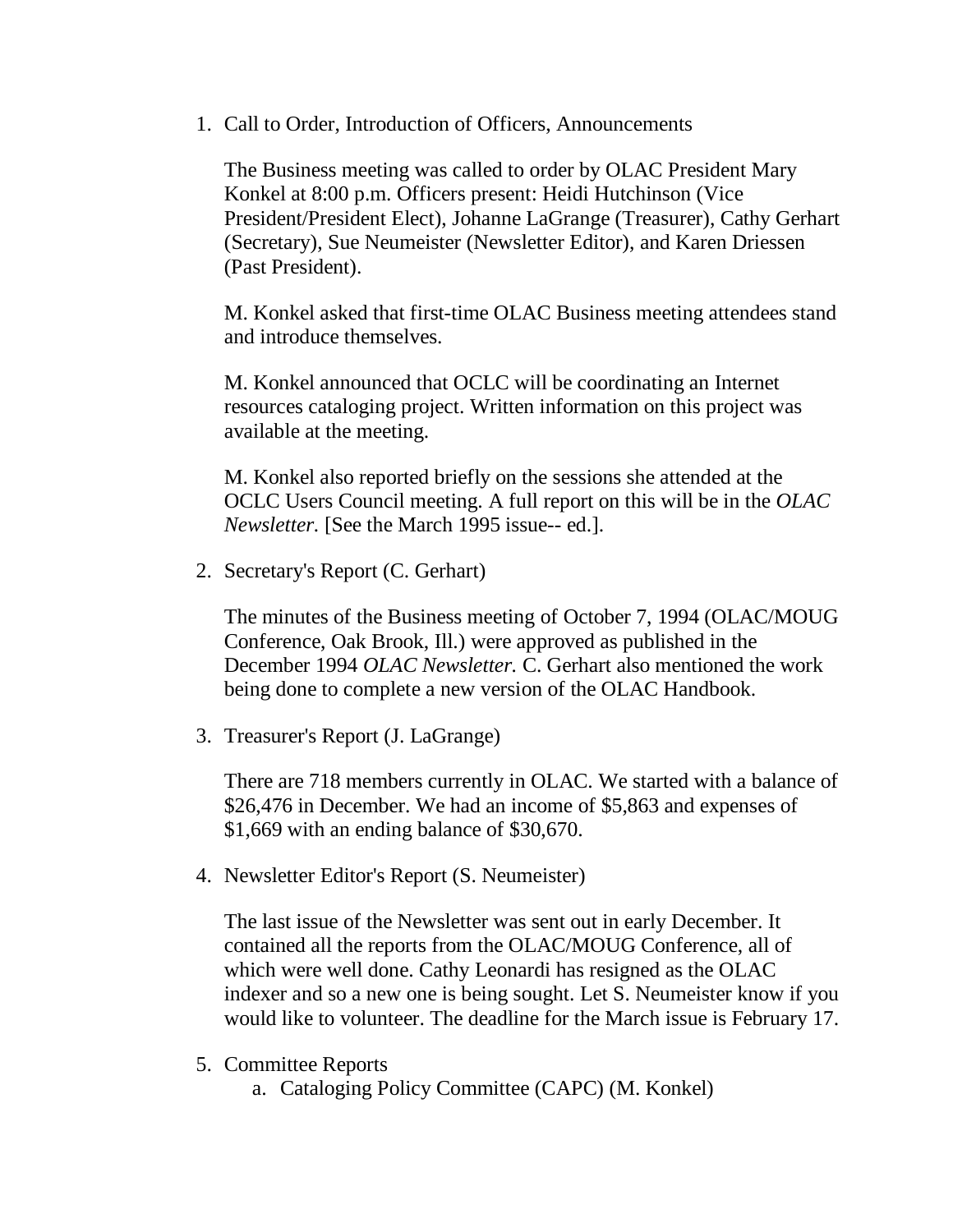1. Call to Order, Introduction of Officers, Announcements

   The Business meeting was called to order by OLAC President Mary Konkel at 8:00 p.m. Officers present: Heidi Hutchinson (Vice President/President Elect), Johanne LaGrange (Treasurer), Cathy Gerhart (Secretary), Sue Neumeister (Newsletter Editor), and Karen Driessen (Past President).

   M. Konkel asked that first-time OLAC Business meeting attendees stand and introduce themselves.

   M. Konkel announced that OCLC will be coordinating an Internet resources cataloging project. Written information on this project was available at the meeting.

   M. Konkel also reported briefly on the sessions she attended at the OCLC Users Council meeting. A full report on this will be in the *OLAC Newsletter.* [See the March 1995 issue-- ed.].

2. Secretary's Report (C. Gerhart)

   The minutes of the Business meeting of October 7, 1994 (OLAC/MOUG Conference, Oak Brook, Ill.) were approved as published in the December 1994 *OLAC Newsletter.* C. Gerhart also mentioned the work being done to complete a new version of the OLAC Handbook.

3. Treasurer's Report (J. LaGrange)

   There are 718 members currently in OLAC. We started with a balance of $26,476 in December. We had an income of $5,863 and expenses of $1,669 with an ending balance of $30,670.

4. Newsletter Editor's Report (S. Neumeister)

   The last issue of the Newsletter was sent out in early December. It contained all the reports from the OLAC/MOUG Conference, all of which were well done. Cathy Leonardi has resigned as the OLAC indexer and so a new one is being sought. Let S. Neumeister know if you would like to volunteer. The deadline for the March issue is February 17.

5. Committee Reports
   a. Cataloging Policy Committee (CAPC) (M. Konkel)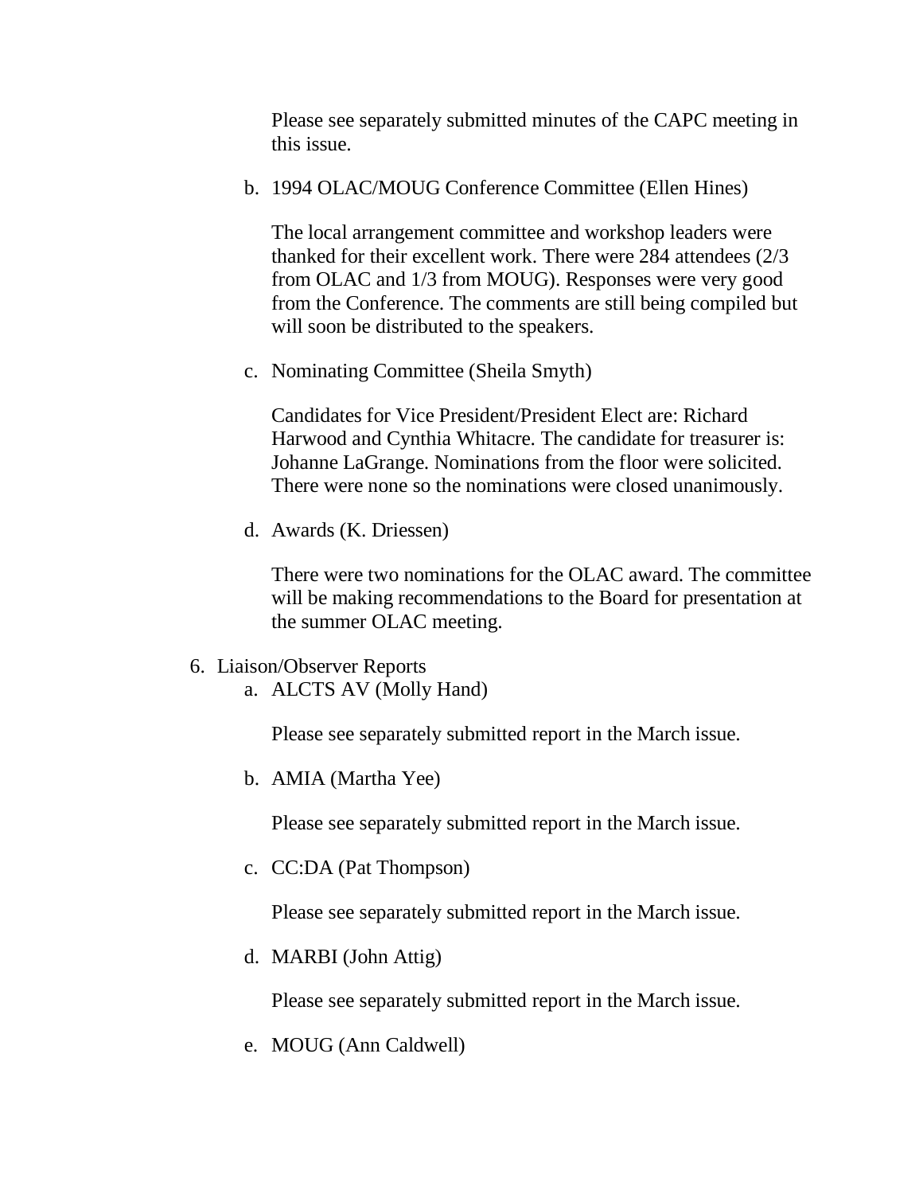Please see separately submitted minutes of the CAPC meeting in this issue.

b. 1994 OLAC/MOUG Conference Committee (Ellen Hines)

   The local arrangement committee and workshop leaders were thanked for their excellent work. There were 284 attendees (2/3 from OLAC and 1/3 from MOUG). Responses were very good from the Conference. The comments are still being compiled but will soon be distributed to the speakers.

c. Nominating Committee (Sheila Smyth)

   Candidates for Vice President/President Elect are: Richard Harwood and Cynthia Whitacre. The candidate for treasurer is: Johanne LaGrange. Nominations from the floor were solicited. There were none so the nominations were closed unanimously.

d. Awards (K. Driessen)

   There were two nominations for the OLAC award. The committee will be making recommendations to the Board for presentation at the summer OLAC meeting.

6. Liaison/Observer Reports

   a. ALCTS AV (Molly Hand)

      Please see separately submitted report in the March issue.

   b. AMIA (Martha Yee)

      Please see separately submitted report in the March issue.

   c. CC:DA (Pat Thompson)

      Please see separately submitted report in the March issue.

   d. MARBI (John Attig)

      Please see separately submitted report in the March issue.

   e. MOUG (Ann Caldwell)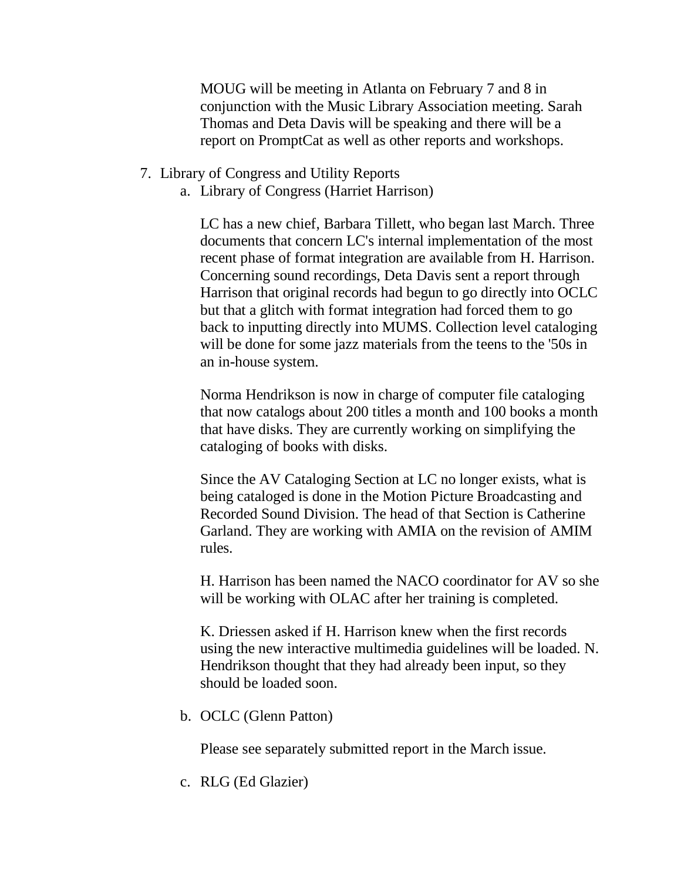MOUG will be meeting in Atlanta on February 7 and 8 in conjunction with the Music Library Association meeting. Sarah Thomas and Deta Davis will be speaking and there will be a report on PromptCat as well as other reports and workshops.

7. Library of Congress and Utility Reports
    a. Library of Congress (Harriet Harrison)

        LC has a new chief, Barbara Tillett, who began last March. Three documents that concern LC's internal implementation of the most recent phase of format integration are available from H. Harrison. Concerning sound recordings, Deta Davis sent a report through Harrison that original records had begun to go directly into OCLC but that a glitch with format integration had forced them to go back to inputting directly into MUMS. Collection level cataloging will be done for some jazz materials from the teens to the '50s in an in-house system.

        Norma Hendrikson is now in charge of computer file cataloging that now catalogs about 200 titles a month and 100 books a month that have disks. They are currently working on simplifying the cataloging of books with disks.

        Since the AV Cataloging Section at LC no longer exists, what is being cataloged is done in the Motion Picture Broadcasting and Recorded Sound Division. The head of that Section is Catherine Garland. They are working with AMIA on the revision of AMIM rules.

        H. Harrison has been named the NACO coordinator for AV so she will be working with OLAC after her training is completed.

        K. Driessen asked if H. Harrison knew when the first records using the new interactive multimedia guidelines will be loaded. N. Hendrikson thought that they had already been input, so they should be loaded soon.

    b. OCLC (Glenn Patton)

        Please see separately submitted report in the March issue.

    c. RLG (Ed Glazier)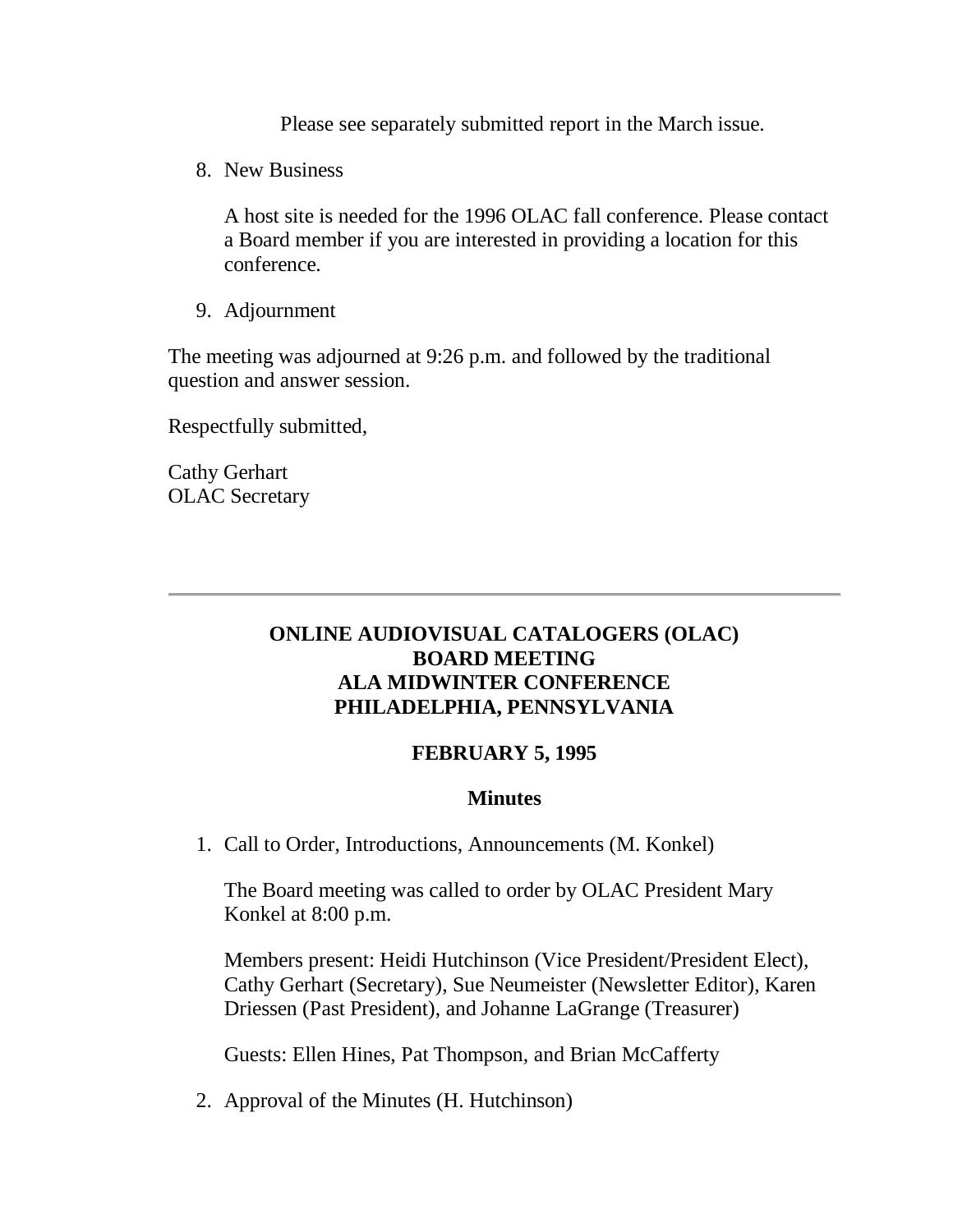Please see separately submitted report in the March issue.

8. New Business

   A host site is needed for the 1996 OLAC fall conference. Please contact a Board member if you are interested in providing a location for this conference.

9. Adjournment

The meeting was adjourned at 9:26 p.m. and followed by the traditional question and answer session.

Respectfully submitted,

Cathy Gerhart
OLAC Secretary

---

**ONLINE AUDIOVISUAL CATALOGERS (OLAC)**
**BOARD MEETING**
**ALA MIDWINTER CONFERENCE**
**PHILADELPHIA, PENNSYLVANIA**

**FEBRUARY 5, 1995**

**Minutes**

1. Call to Order, Introductions, Announcements (M. Konkel)

   The Board meeting was called to order by OLAC President Mary Konkel at 8:00 p.m.

   Members present: Heidi Hutchinson (Vice President/President Elect), Cathy Gerhart (Secretary), Sue Neumeister (Newsletter Editor), Karen Driessen (Past President), and Johanne LaGrange (Treasurer)

   Guests: Ellen Hines, Pat Thompson, and Brian McCafferty

2. Approval of the Minutes (H. Hutchinson)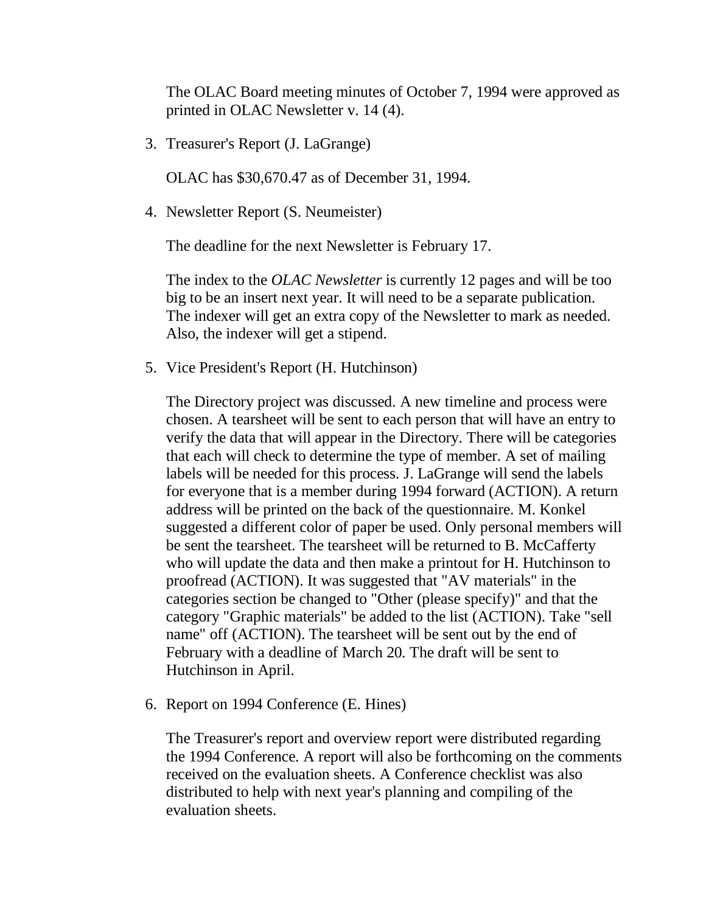The OLAC Board meeting minutes of October 7, 1994 were approved as printed in OLAC Newsletter v. 14 (4).

3. Treasurer's Report (J. LaGrange)

   OLAC has $30,670.47 as of December 31, 1994.

4. Newsletter Report (S. Neumeister)

   The deadline for the next Newsletter is February 17.

   The index to the *OLAC Newsletter* is currently 12 pages and will be too big to be an insert next year. It will need to be a separate publication. The indexer will get an extra copy of the Newsletter to mark as needed. Also, the indexer will get a stipend.

5. Vice President's Report (H. Hutchinson)

   The Directory project was discussed. A new timeline and process were chosen. A tearsheet will be sent to each person that will have an entry to verify the data that will appear in the Directory. There will be categories that each will check to determine the type of member. A set of mailing labels will be needed for this process. J. LaGrange will send the labels for everyone that is a member during 1994 forward (ACTION). A return address will be printed on the back of the questionnaire. M. Konkel suggested a different color of paper be used. Only personal members will be sent the tearsheet. The tearsheet will be returned to B. McCafferty who will update the data and then make a printout for H. Hutchinson to proofread (ACTION). It was suggested that "AV materials" in the categories section be changed to "Other (please specify)" and that the category "Graphic materials" be added to the list (ACTION). Take "sell name" off (ACTION). The tearsheet will be sent out by the end of February with a deadline of March 20. The draft will be sent to Hutchinson in April.

6. Report on 1994 Conference (E. Hines)

   The Treasurer's report and overview report were distributed regarding the 1994 Conference. A report will also be forthcoming on the comments received on the evaluation sheets. A Conference checklist was also distributed to help with next year's planning and compiling of the evaluation sheets.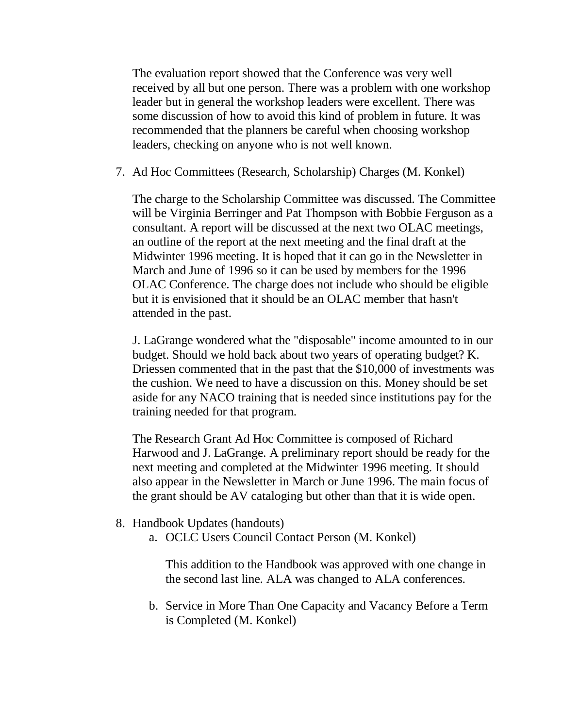The evaluation report showed that the Conference was very well received by all but one person. There was a problem with one workshop leader but in general the workshop leaders were excellent. There was some discussion of how to avoid this kind of problem in future. It was recommended that the planners be careful when choosing workshop leaders, checking on anyone who is not well known.

7. Ad Hoc Committees (Research, Scholarship) Charges (M. Konkel)

   The charge to the Scholarship Committee was discussed. The Committee will be Virginia Berringer and Pat Thompson with Bobbie Ferguson as a consultant. A report will be discussed at the next two OLAC meetings, an outline of the report at the next meeting and the final draft at the Midwinter 1996 meeting. It is hoped that it can go in the Newsletter in March and June of 1996 so it can be used by members for the 1996 OLAC Conference. The charge does not include who should be eligible but it is envisioned that it should be an OLAC member that hasn't attended in the past.

   J. LaGrange wondered what the "disposable" income amounted to in our budget. Should we hold back about two years of operating budget? K. Driessen commented that in the past that the $10,000 of investments was the cushion. We need to have a discussion on this. Money should be set aside for any NACO training that is needed since institutions pay for the training needed for that program.

   The Research Grant Ad Hoc Committee is composed of Richard Harwood and J. LaGrange. A preliminary report should be ready for the next meeting and completed at the Midwinter 1996 meeting. It should also appear in the Newsletter in March or June 1996. The main focus of the grant should be AV cataloging but other than that it is wide open.

8. Handbook Updates (handouts)
   a. OCLC Users Council Contact Person (M. Konkel)

      This addition to the Handbook was approved with one change in the second last line. ALA was changed to ALA conferences.

   b. Service in More Than One Capacity and Vacancy Before a Term is Completed (M. Konkel)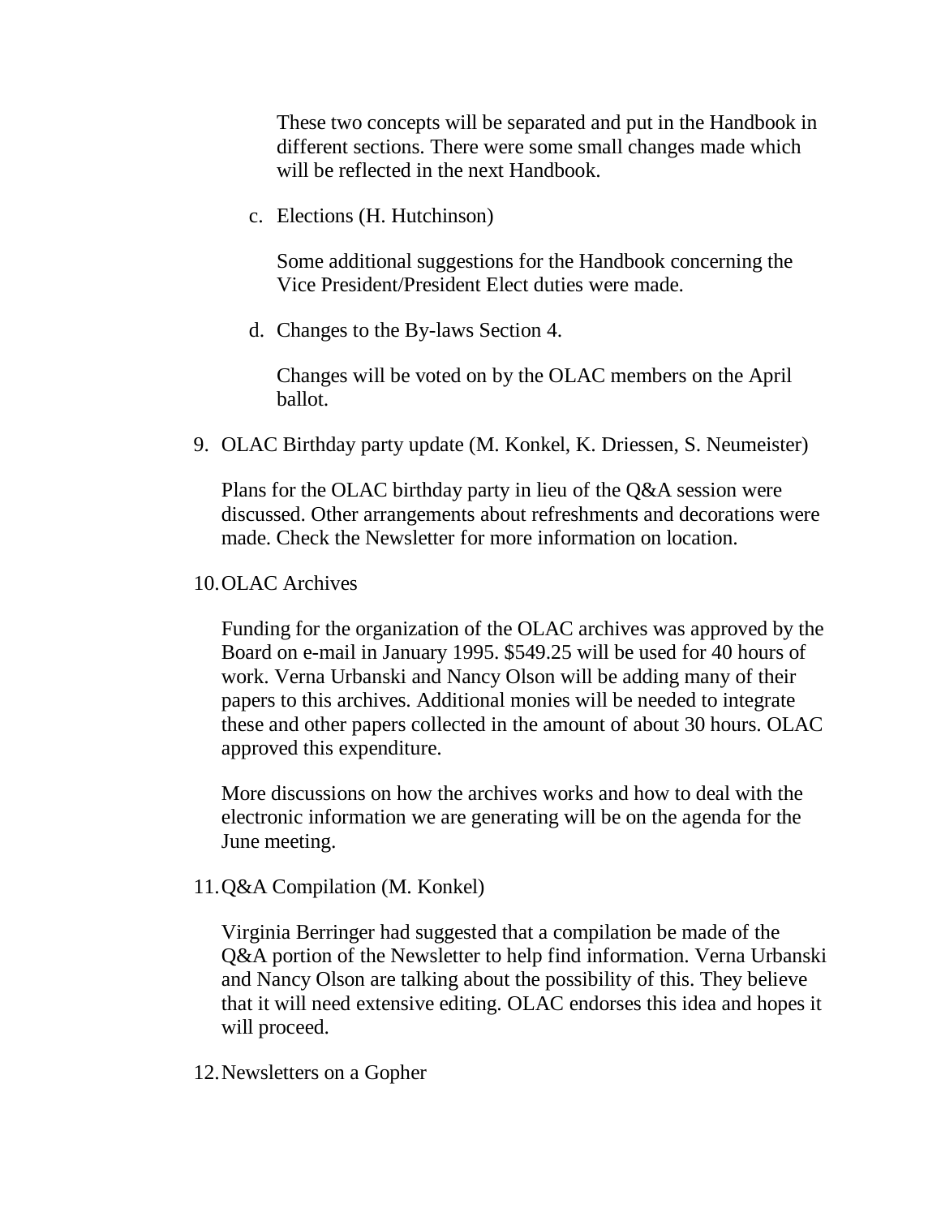These two concepts will be separated and put in the Handbook in different sections. There were some small changes made which will be reflected in the next Handbook.

c. Elections (H. Hutchinson)

   Some additional suggestions for the Handbook concerning the Vice President/President Elect duties were made.

d. Changes to the By-laws Section 4.

   Changes will be voted on by the OLAC members on the April ballot.

9. OLAC Birthday party update (M. Konkel, K. Driessen, S. Neumeister)

   Plans for the OLAC birthday party in lieu of the Q&A session were discussed. Other arrangements about refreshments and decorations were made. Check the Newsletter for more information on location.

10. OLAC Archives

    Funding for the organization of the OLAC archives was approved by the Board on e-mail in January 1995. $549.25 will be used for 40 hours of work. Verna Urbanski and Nancy Olson will be adding many of their papers to this archives. Additional monies will be needed to integrate these and other papers collected in the amount of about 30 hours. OLAC approved this expenditure.

    More discussions on how the archives works and how to deal with the electronic information we are generating will be on the agenda for the June meeting.

11. Q&A Compilation (M. Konkel)

    Virginia Berringer had suggested that a compilation be made of the Q&A portion of the Newsletter to help find information. Verna Urbanski and Nancy Olson are talking about the possibility of this. They believe that it will need extensive editing. OLAC endorses this idea and hopes it will proceed.

12. Newsletters on a Gopher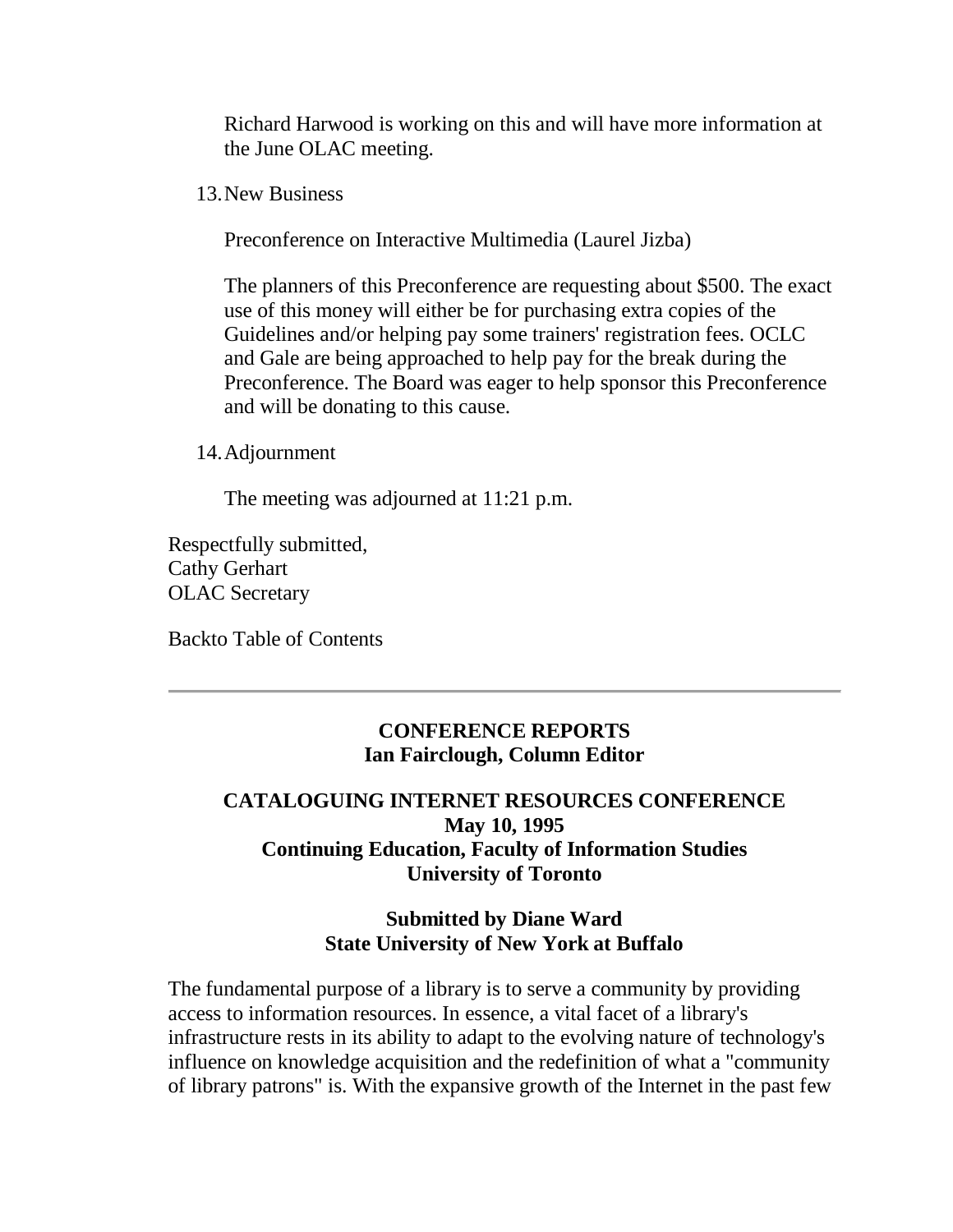Richard Harwood is working on this and will have more information at the June OLAC meeting.

13. New Business

    Preconference on Interactive Multimedia (Laurel Jizba)

    The planners of this Preconference are requesting about $500. The exact use of this money will either be for purchasing extra copies of the Guidelines and/or helping pay some trainers' registration fees. OCLC and Gale are being approached to help pay for the break during the Preconference. The Board was eager to help sponsor this Preconference and will be donating to this cause.

14. Adjournment

    The meeting was adjourned at 11:21 p.m.

Respectfully submitted,
Cathy Gerhart
OLAC Secretary

Backto Table of Contents

---

## CONFERENCE REPORTS
**Ian Fairclough, Column Editor**

### CATALOGUING INTERNET RESOURCES CONFERENCE
**May 10, 1995**
**Continuing Education, Faculty of Information Studies**
**University of Toronto**

**Submitted by Diane Ward**
**State University of New York at Buffalo**

The fundamental purpose of a library is to serve a community by providing access to information resources. In essence, a vital facet of a library's infrastructure rests in its ability to adapt to the evolving nature of technology's influence on knowledge acquisition and the redefinition of what a "community of library patrons" is. With the expansive growth of the Internet in the past few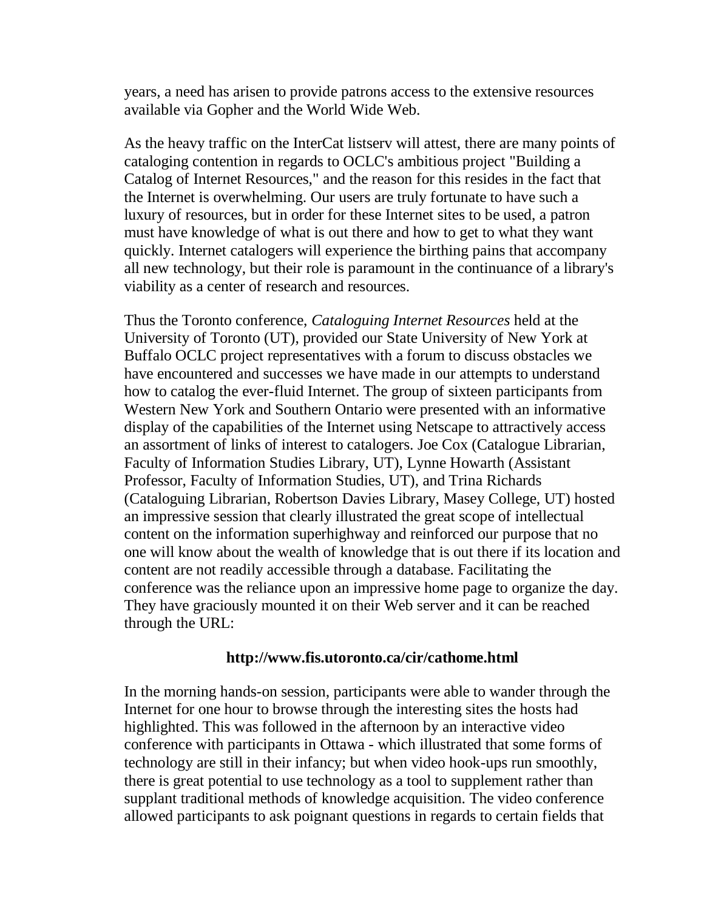years, a need has arisen to provide patrons access to the extensive resources available via Gopher and the World Wide Web.

As the heavy traffic on the InterCat listserv will attest, there are many points of cataloging contention in regards to OCLC's ambitious project "Building a Catalog of Internet Resources," and the reason for this resides in the fact that the Internet is overwhelming. Our users are truly fortunate to have such a luxury of resources, but in order for these Internet sites to be used, a patron must have knowledge of what is out there and how to get to what they want quickly. Internet catalogers will experience the birthing pains that accompany all new technology, but their role is paramount in the continuance of a library's viability as a center of research and resources.

Thus the Toronto conference, *Cataloguing Internet Resources* held at the University of Toronto (UT), provided our State University of New York at Buffalo OCLC project representatives with a forum to discuss obstacles we have encountered and successes we have made in our attempts to understand how to catalog the ever-fluid Internet. The group of sixteen participants from Western New York and Southern Ontario were presented with an informative display of the capabilities of the Internet using Netscape to attractively access an assortment of links of interest to catalogers. Joe Cox (Catalogue Librarian, Faculty of Information Studies Library, UT), Lynne Howarth (Assistant Professor, Faculty of Information Studies, UT), and Trina Richards (Cataloguing Librarian, Robertson Davies Library, Masey College, UT) hosted an impressive session that clearly illustrated the great scope of intellectual content on the information superhighway and reinforced our purpose that no one will know about the wealth of knowledge that is out there if its location and content are not readily accessible through a database. Facilitating the conference was the reliance upon an impressive home page to organize the day. They have graciously mounted it on their Web server and it can be reached through the URL:

**http://www.fis.utoronto.ca/cir/cathome.html**

In the morning hands-on session, participants were able to wander through the Internet for one hour to browse through the interesting sites the hosts had highlighted. This was followed in the afternoon by an interactive video conference with participants in Ottawa - which illustrated that some forms of technology are still in their infancy; but when video hook-ups run smoothly, there is great potential to use technology as a tool to supplement rather than supplant traditional methods of knowledge acquisition. The video conference allowed participants to ask poignant questions in regards to certain fields that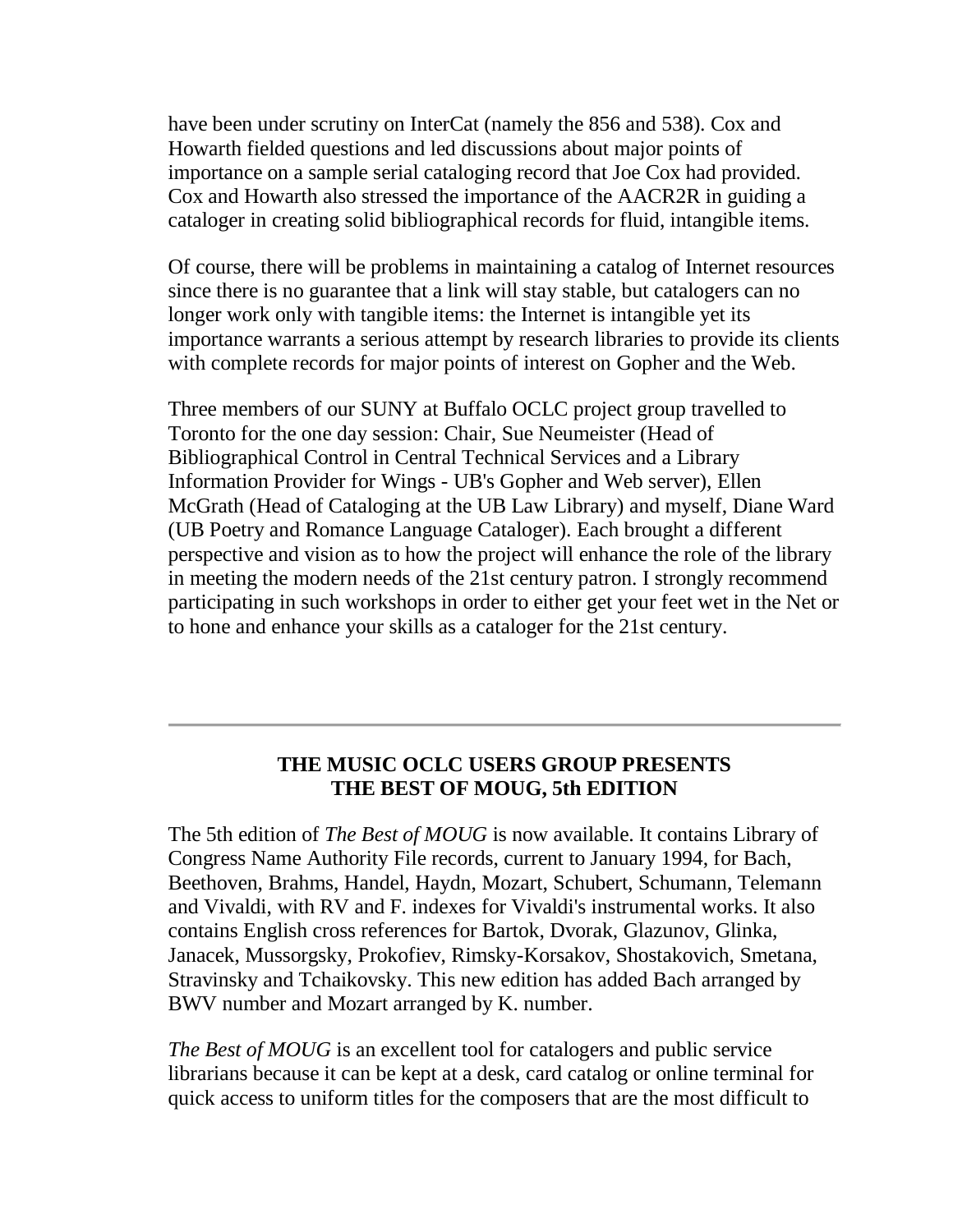have been under scrutiny on InterCat (namely the 856 and 538). Cox and Howarth fielded questions and led discussions about major points of importance on a sample serial cataloging record that Joe Cox had provided. Cox and Howarth also stressed the importance of the AACR2R in guiding a cataloger in creating solid bibliographical records for fluid, intangible items.

Of course, there will be problems in maintaining a catalog of Internet resources since there is no guarantee that a link will stay stable, but catalogers can no longer work only with tangible items: the Internet is intangible yet its importance warrants a serious attempt by research libraries to provide its clients with complete records for major points of interest on Gopher and the Web.

Three members of our SUNY at Buffalo OCLC project group travelled to Toronto for the one day session: Chair, Sue Neumeister (Head of Bibliographical Control in Central Technical Services and a Library Information Provider for Wings - UB's Gopher and Web server), Ellen McGrath (Head of Cataloging at the UB Law Library) and myself, Diane Ward (UB Poetry and Romance Language Cataloger). Each brought a different perspective and vision as to how the project will enhance the role of the library in meeting the modern needs of the 21st century patron. I strongly recommend participating in such workshops in order to either get your feet wet in the Net or to hone and enhance your skills as a cataloger for the 21st century.

---

## THE MUSIC OCLC USERS GROUP PRESENTS THE BEST OF MOUG, 5th EDITION

The 5th edition of *The Best of MOUG* is now available. It contains Library of Congress Name Authority File records, current to January 1994, for Bach, Beethoven, Brahms, Handel, Haydn, Mozart, Schubert, Schumann, Telemann and Vivaldi, with RV and F. indexes for Vivaldi's instrumental works. It also contains English cross references for Bartok, Dvorak, Glazunov, Glinka, Janacek, Mussorgsky, Prokofiev, Rimsky-Korsakov, Shostakovich, Smetana, Stravinsky and Tchaikovsky. This new edition has added Bach arranged by BWV number and Mozart arranged by K. number.

*The Best of MOUG* is an excellent tool for catalogers and public service librarians because it can be kept at a desk, card catalog or online terminal for quick access to uniform titles for the composers that are the most difficult to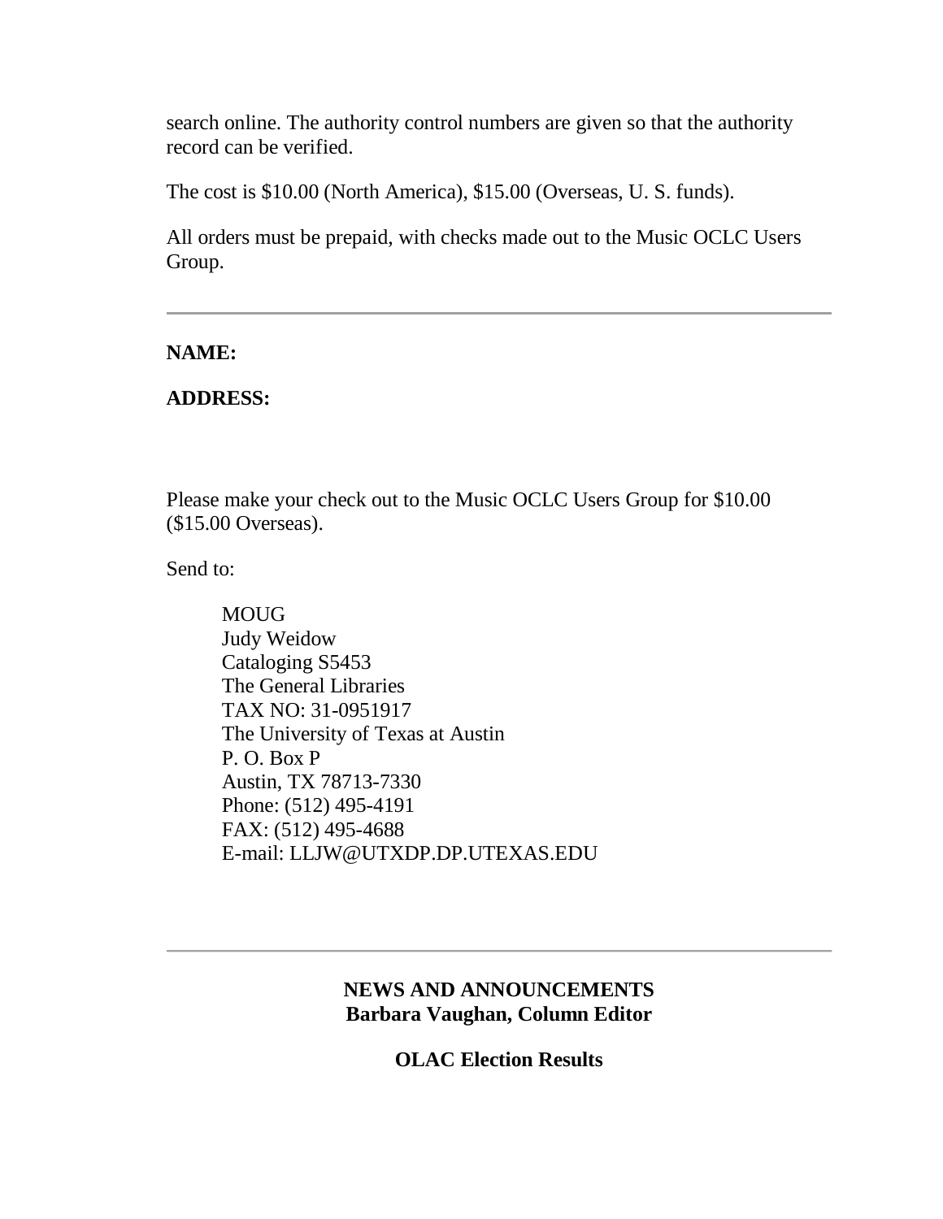search online. The authority control numbers are given so that the authority record can be verified.

The cost is $10.00 (North America), $15.00 (Overseas, U. S. funds).

All orders must be prepaid, with checks made out to the Music OCLC Users Group.

---

**NAME:**

**ADDRESS:**

Please make your check out to the Music OCLC Users Group for $10.00 ($15.00 Overseas).

Send to:

> MOUG
> Judy Weidow
> Cataloging S5453
> The General Libraries
> TAX NO: 31-0951917
> The University of Texas at Austin
> P. O. Box P
> Austin, TX 78713-7330
> Phone: (512) 495-4191
> FAX: (512) 495-4688
> E-mail: LLJW@UTXDP.DP.UTEXAS.EDU

---

## NEWS AND ANNOUNCEMENTS
**Barbara Vaughan, Column Editor**

### OLAC Election Results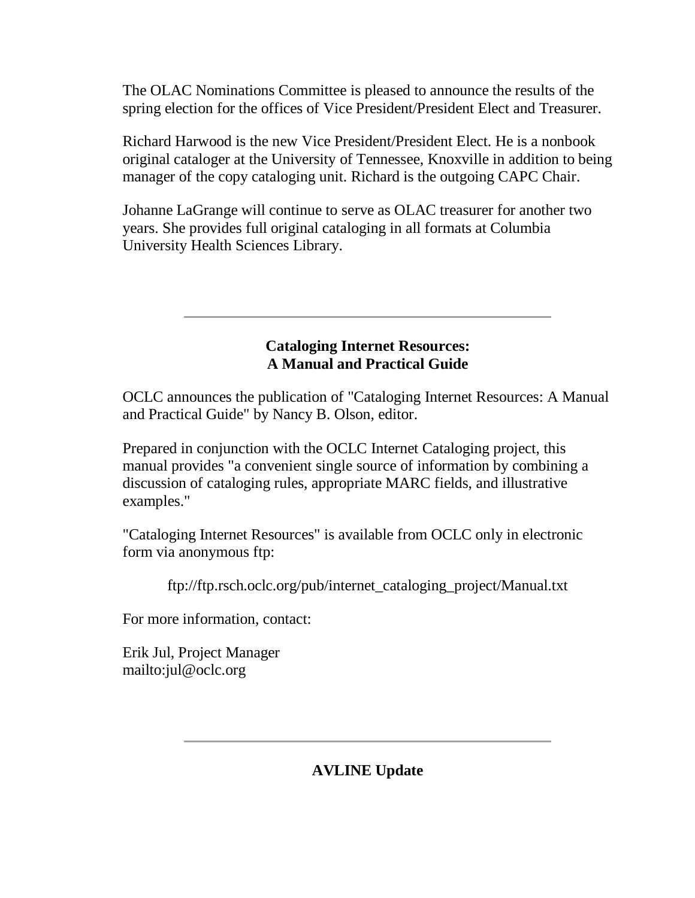The OLAC Nominations Committee is pleased to announce the results of the spring election for the offices of Vice President/President Elect and Treasurer.

Richard Harwood is the new Vice President/President Elect. He is a nonbook original cataloger at the University of Tennessee, Knoxville in addition to being manager of the copy cataloging unit. Richard is the outgoing CAPC Chair.

Johanne LaGrange will continue to serve as OLAC treasurer for another two years. She provides full original cataloging in all formats at Columbia University Health Sciences Library.

---

## Cataloging Internet Resources: A Manual and Practical Guide

OCLC announces the publication of "Cataloging Internet Resources: A Manual and Practical Guide" by Nancy B. Olson, editor.

Prepared in conjunction with the OCLC Internet Cataloging project, this manual provides "a convenient single source of information by combining a discussion of cataloging rules, appropriate MARC fields, and illustrative examples."

"Cataloging Internet Resources" is available from OCLC only in electronic form via anonymous ftp:

> ftp://ftp.rsch.oclc.org/pub/internet_cataloging_project/Manual.txt

For more information, contact:

Erik Jul, Project Manager
mailto:jul@oclc.org

---

## AVLINE Update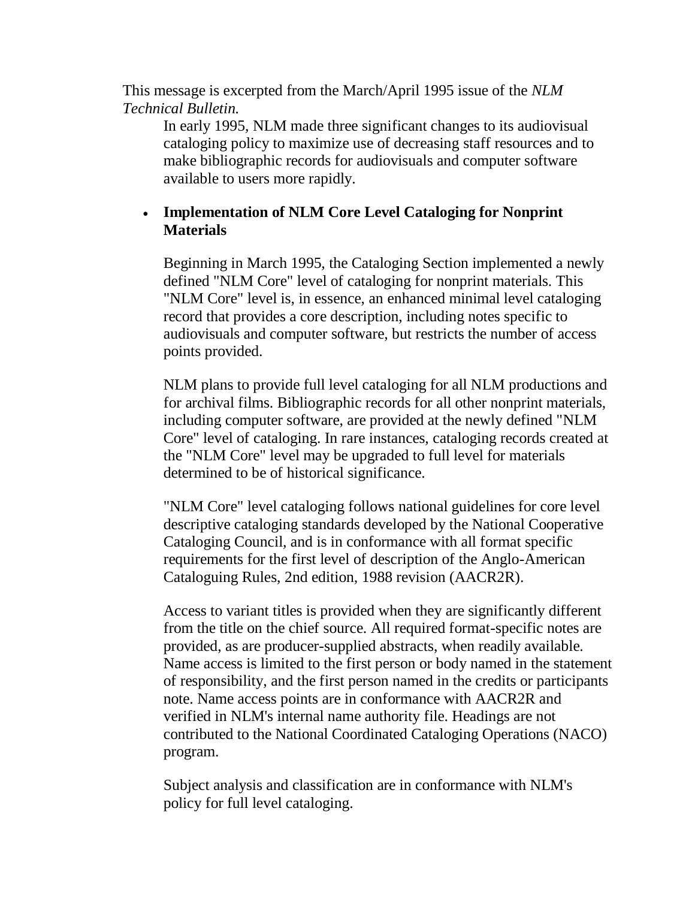This message is excerpted from the March/April 1995 issue of the *NLM Technical Bulletin.*

In early 1995, NLM made three significant changes to its audiovisual cataloging policy to maximize use of decreasing staff resources and to make bibliographic records for audiovisuals and computer software available to users more rapidly.

- **Implementation of NLM Core Level Cataloging for Nonprint Materials**

  Beginning in March 1995, the Cataloging Section implemented a newly defined "NLM Core" level of cataloging for nonprint materials. This "NLM Core" level is, in essence, an enhanced minimal level cataloging record that provides a core description, including notes specific to audiovisuals and computer software, but restricts the number of access points provided.

  NLM plans to provide full level cataloging for all NLM productions and for archival films. Bibliographic records for all other nonprint materials, including computer software, are provided at the newly defined "NLM Core" level of cataloging. In rare instances, cataloging records created at the "NLM Core" level may be upgraded to full level for materials determined to be of historical significance.

  "NLM Core" level cataloging follows national guidelines for core level descriptive cataloging standards developed by the National Cooperative Cataloging Council, and is in conformance with all format specific requirements for the first level of description of the Anglo-American Cataloguing Rules, 2nd edition, 1988 revision (AACR2R).

  Access to variant titles is provided when they are significantly different from the title on the chief source. All required format-specific notes are provided, as are producer-supplied abstracts, when readily available. Name access is limited to the first person or body named in the statement of responsibility, and the first person named in the credits or participants note. Name access points are in conformance with AACR2R and verified in NLM's internal name authority file. Headings are not contributed to the National Coordinated Cataloging Operations (NACO) program.

  Subject analysis and classification are in conformance with NLM's policy for full level cataloging.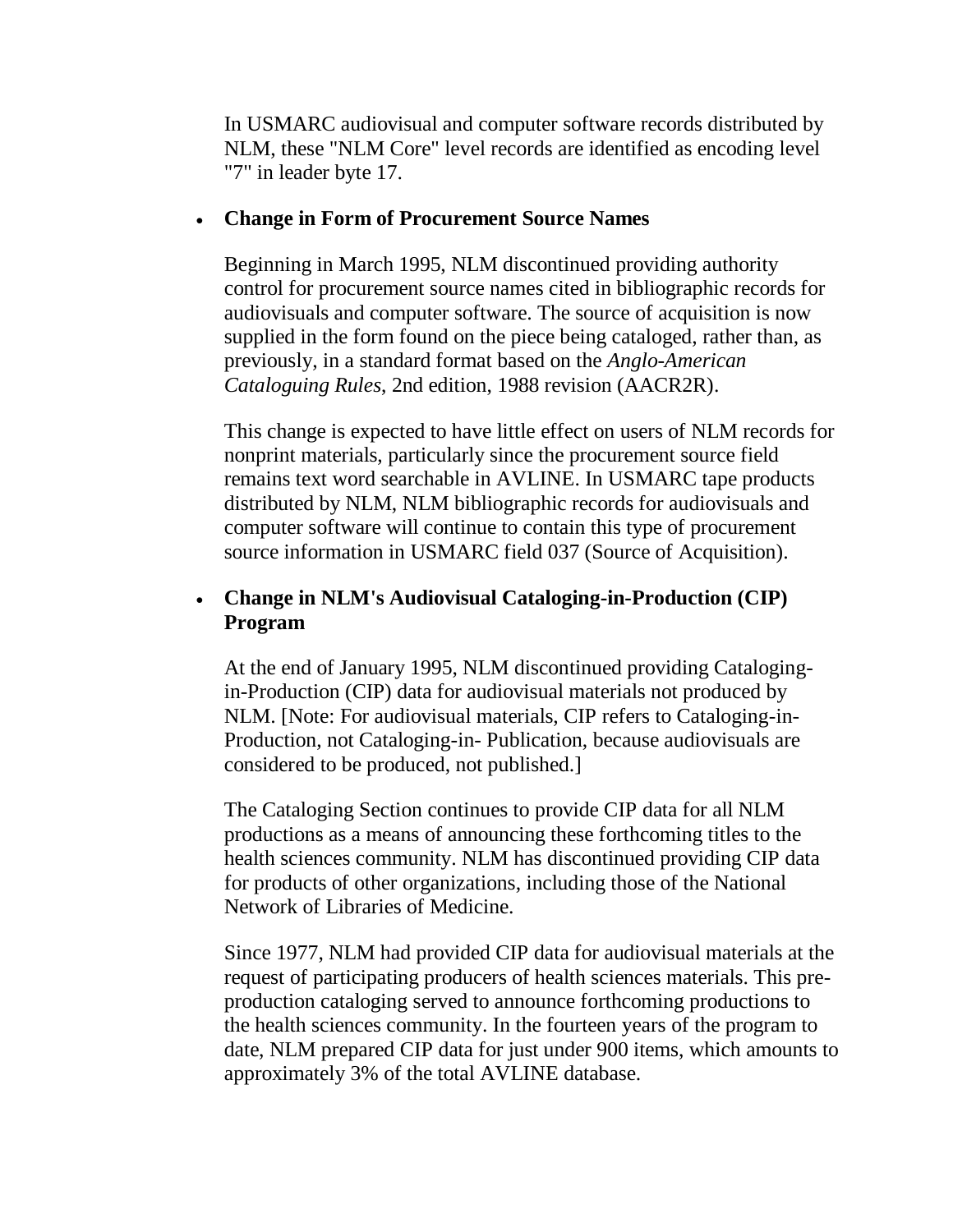In USMARC audiovisual and computer software records distributed by NLM, these "NLM Core" level records are identified as encoding level "7" in leader byte 17.

- **Change in Form of Procurement Source Names**

  Beginning in March 1995, NLM discontinued providing authority control for procurement source names cited in bibliographic records for audiovisuals and computer software. The source of acquisition is now supplied in the form found on the piece being cataloged, rather than, as previously, in a standard format based on the *Anglo-American Cataloguing Rules*, 2nd edition, 1988 revision (AACR2R).

  This change is expected to have little effect on users of NLM records for nonprint materials, particularly since the procurement source field remains text word searchable in AVLINE. In USMARC tape products distributed by NLM, NLM bibliographic records for audiovisuals and computer software will continue to contain this type of procurement source information in USMARC field 037 (Source of Acquisition).

- **Change in NLM's Audiovisual Cataloging-in-Production (CIP) Program**

  At the end of January 1995, NLM discontinued providing Cataloging-in-Production (CIP) data for audiovisual materials not produced by NLM. [Note: For audiovisual materials, CIP refers to Cataloging-in-Production, not Cataloging-in- Publication, because audiovisuals are considered to be produced, not published.]

  The Cataloging Section continues to provide CIP data for all NLM productions as a means of announcing these forthcoming titles to the health sciences community. NLM has discontinued providing CIP data for products of other organizations, including those of the National Network of Libraries of Medicine.

  Since 1977, NLM had provided CIP data for audiovisual materials at the request of participating producers of health sciences materials. This pre-production cataloging served to announce forthcoming productions to the health sciences community. In the fourteen years of the program to date, NLM prepared CIP data for just under 900 items, which amounts to approximately 3% of the total AVLINE database.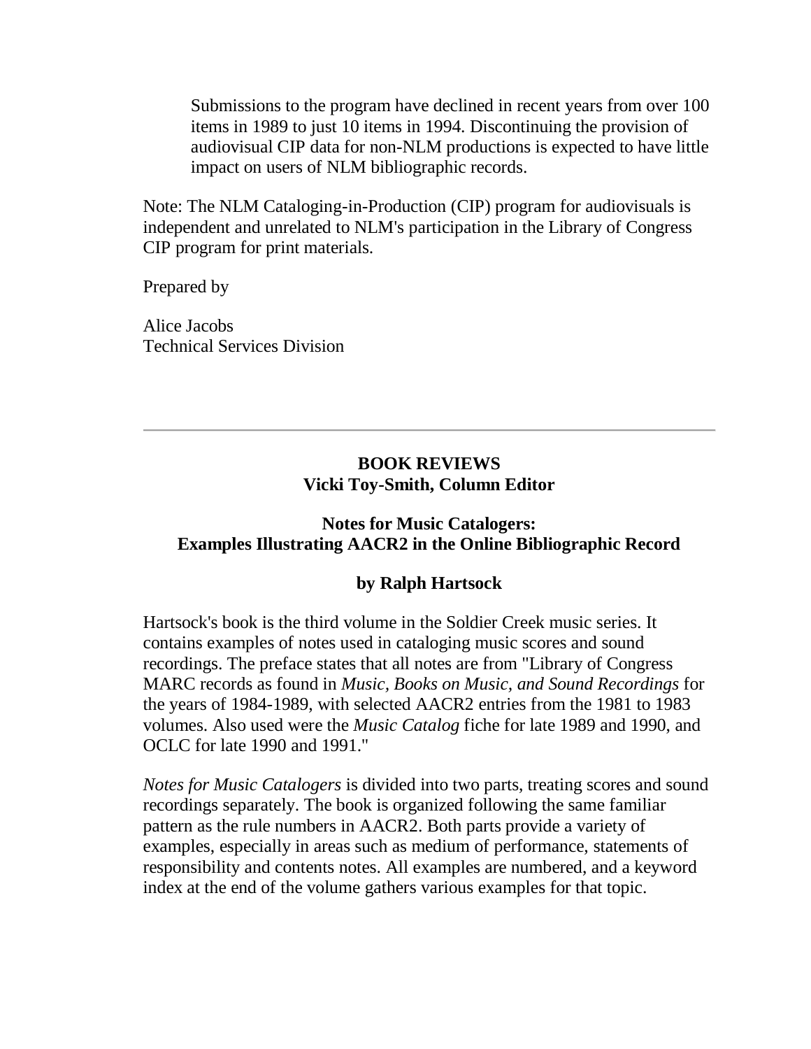> Submissions to the program have declined in recent years from over 100 items in 1989 to just 10 items in 1994. Discontinuing the provision of audiovisual CIP data for non-NLM productions is expected to have little impact on users of NLM bibliographic records.

Note: The NLM Cataloging-in-Production (CIP) program for audiovisuals is independent and unrelated to NLM's participation in the Library of Congress CIP program for print materials.

Prepared by

Alice Jacobs  
Technical Services Division

---

## BOOK REVIEWS
### Vicki Toy-Smith, Column Editor

### Notes for Music Catalogers: Examples Illustrating AACR2 in the Online Bibliographic Record

**by Ralph Hartsock**

Hartsock's book is the third volume in the Soldier Creek music series. It contains examples of notes used in cataloging music scores and sound recordings. The preface states that all notes are from "Library of Congress MARC records as found in *Music, Books on Music, and Sound Recordings* for the years of 1984-1989, with selected AACR2 entries from the 1981 to 1983 volumes. Also used were the *Music Catalog* fiche for late 1989 and 1990, and OCLC for late 1990 and 1991."

*Notes for Music Catalogers* is divided into two parts, treating scores and sound recordings separately. The book is organized following the same familiar pattern as the rule numbers in AACR2. Both parts provide a variety of examples, especially in areas such as medium of performance, statements of responsibility and contents notes. All examples are numbered, and a keyword index at the end of the volume gathers various examples for that topic.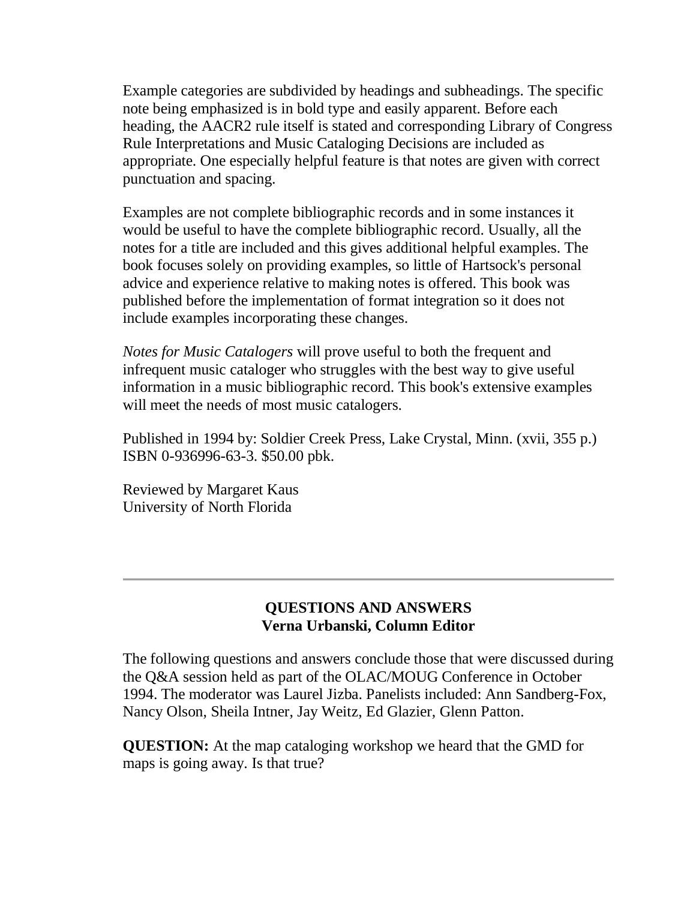Example categories are subdivided by headings and subheadings. The specific note being emphasized is in bold type and easily apparent. Before each heading, the AACR2 rule itself is stated and corresponding Library of Congress Rule Interpretations and Music Cataloging Decisions are included as appropriate. One especially helpful feature is that notes are given with correct punctuation and spacing.

Examples are not complete bibliographic records and in some instances it would be useful to have the complete bibliographic record. Usually, all the notes for a title are included and this gives additional helpful examples. The book focuses solely on providing examples, so little of Hartsock's personal advice and experience relative to making notes is offered. This book was published before the implementation of format integration so it does not include examples incorporating these changes.

*Notes for Music Catalogers* will prove useful to both the frequent and infrequent music cataloger who struggles with the best way to give useful information in a music bibliographic record. This book's extensive examples will meet the needs of most music catalogers.

Published in 1994 by: Soldier Creek Press, Lake Crystal, Minn. (xvii, 355 p.) ISBN 0-936996-63-3. $50.00 pbk.

Reviewed by Margaret Kaus
University of North Florida

---

## QUESTIONS AND ANSWERS
**Verna Urbanski, Column Editor**

The following questions and answers conclude those that were discussed during the Q&A session held as part of the OLAC/MOUG Conference in October 1994. The moderator was Laurel Jizba. Panelists included: Ann Sandberg-Fox, Nancy Olson, Sheila Intner, Jay Weitz, Ed Glazier, Glenn Patton.

**QUESTION:** At the map cataloging workshop we heard that the GMD for maps is going away. Is that true?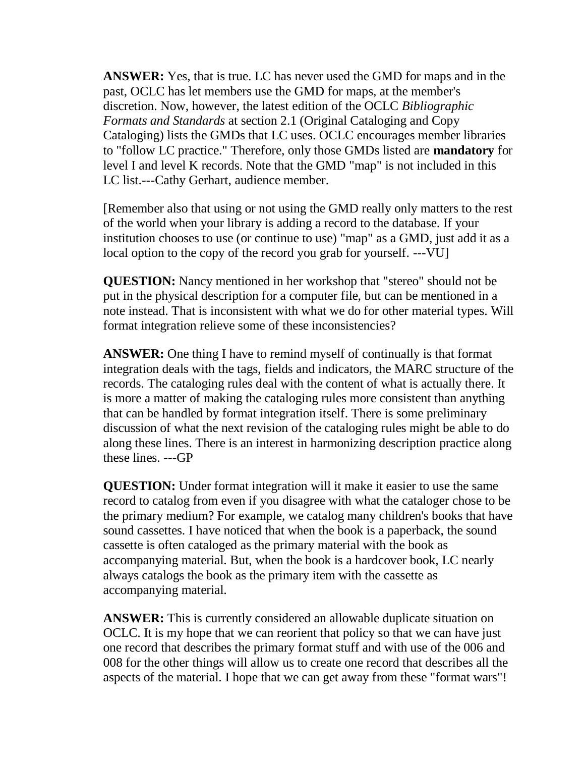**ANSWER:** Yes, that is true. LC has never used the GMD for maps and in the past, OCLC has let members use the GMD for maps, at the member's discretion. Now, however, the latest edition of the OCLC *Bibliographic Formats and Standards* at section 2.1 (Original Cataloging and Copy Cataloging) lists the GMDs that LC uses. OCLC encourages member libraries to "follow LC practice." Therefore, only those GMDs listed are **mandatory** for level I and level K records. Note that the GMD "map" is not included in this LC list.---Cathy Gerhart, audience member.

[Remember also that using or not using the GMD really only matters to the rest of the world when your library is adding a record to the database. If your institution chooses to use (or continue to use) "map" as a GMD, just add it as a local option to the copy of the record you grab for yourself. ---VU]

**QUESTION:** Nancy mentioned in her workshop that "stereo" should not be put in the physical description for a computer file, but can be mentioned in a note instead. That is inconsistent with what we do for other material types. Will format integration relieve some of these inconsistencies?

**ANSWER:** One thing I have to remind myself of continually is that format integration deals with the tags, fields and indicators, the MARC structure of the records. The cataloging rules deal with the content of what is actually there. It is more a matter of making the cataloging rules more consistent than anything that can be handled by format integration itself. There is some preliminary discussion of what the next revision of the cataloging rules might be able to do along these lines. There is an interest in harmonizing description practice along these lines. ---GP

**QUESTION:** Under format integration will it make it easier to use the same record to catalog from even if you disagree with what the cataloger chose to be the primary medium? For example, we catalog many children's books that have sound cassettes. I have noticed that when the book is a paperback, the sound cassette is often cataloged as the primary material with the book as accompanying material. But, when the book is a hardcover book, LC nearly always catalogs the book as the primary item with the cassette as accompanying material.

**ANSWER:** This is currently considered an allowable duplicate situation on OCLC. It is my hope that we can reorient that policy so that we can have just one record that describes the primary format stuff and with use of the 006 and 008 for the other things will allow us to create one record that describes all the aspects of the material. I hope that we can get away from these "format wars"!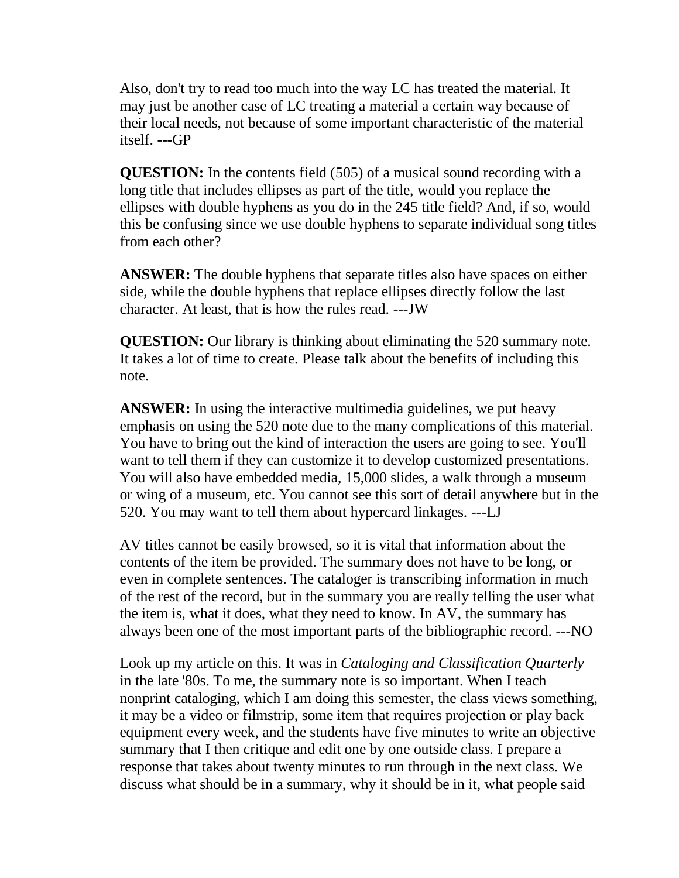Also, don't try to read too much into the way LC has treated the material. It may just be another case of LC treating a material a certain way because of their local needs, not because of some important characteristic of the material itself. ---GP

**QUESTION:** In the contents field (505) of a musical sound recording with a long title that includes ellipses as part of the title, would you replace the ellipses with double hyphens as you do in the 245 title field? And, if so, would this be confusing since we use double hyphens to separate individual song titles from each other?

**ANSWER:** The double hyphens that separate titles also have spaces on either side, while the double hyphens that replace ellipses directly follow the last character. At least, that is how the rules read. ---JW

**QUESTION:** Our library is thinking about eliminating the 520 summary note. It takes a lot of time to create. Please talk about the benefits of including this note.

**ANSWER:** In using the interactive multimedia guidelines, we put heavy emphasis on using the 520 note due to the many complications of this material. You have to bring out the kind of interaction the users are going to see. You'll want to tell them if they can customize it to develop customized presentations. You will also have embedded media, 15,000 slides, a walk through a museum or wing of a museum, etc. You cannot see this sort of detail anywhere but in the 520. You may want to tell them about hypercard linkages. ---LJ

AV titles cannot be easily browsed, so it is vital that information about the contents of the item be provided. The summary does not have to be long, or even in complete sentences. The cataloger is transcribing information in much of the rest of the record, but in the summary you are really telling the user what the item is, what it does, what they need to know. In AV, the summary has always been one of the most important parts of the bibliographic record. ---NO

Look up my article on this. It was in *Cataloging and Classification Quarterly* in the late '80s. To me, the summary note is so important. When I teach nonprint cataloging, which I am doing this semester, the class views something, it may be a video or filmstrip, some item that requires projection or play back equipment every week, and the students have five minutes to write an objective summary that I then critique and edit one by one outside class. I prepare a response that takes about twenty minutes to run through in the next class. We discuss what should be in a summary, why it should be in it, what people said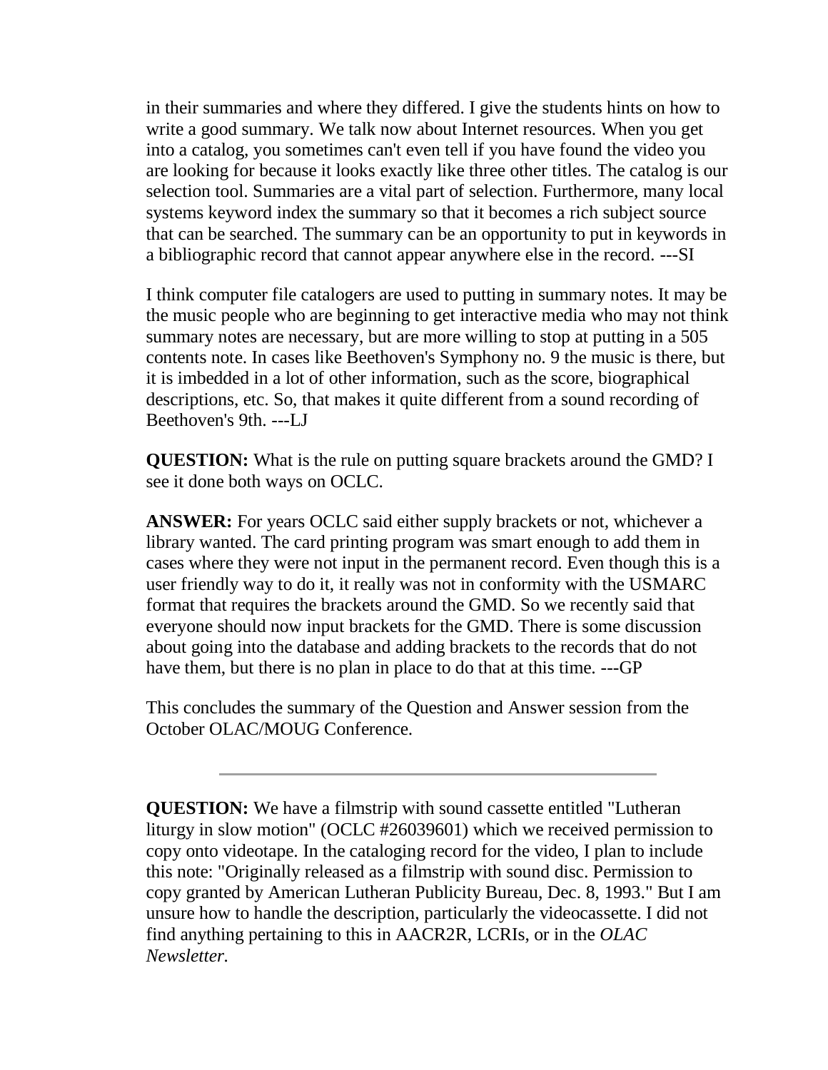in their summaries and where they differed. I give the students hints on how to write a good summary. We talk now about Internet resources. When you get into a catalog, you sometimes can't even tell if you have found the video you are looking for because it looks exactly like three other titles. The catalog is our selection tool. Summaries are a vital part of selection. Furthermore, many local systems keyword index the summary so that it becomes a rich subject source that can be searched. The summary can be an opportunity to put in keywords in a bibliographic record that cannot appear anywhere else in the record. ---SI

I think computer file catalogers are used to putting in summary notes. It may be the music people who are beginning to get interactive media who may not think summary notes are necessary, but are more willing to stop at putting in a 505 contents note. In cases like Beethoven's Symphony no. 9 the music is there, but it is imbedded in a lot of other information, such as the score, biographical descriptions, etc. So, that makes it quite different from a sound recording of Beethoven's 9th. ---LJ

**QUESTION:** What is the rule on putting square brackets around the GMD? I see it done both ways on OCLC.

**ANSWER:** For years OCLC said either supply brackets or not, whichever a library wanted. The card printing program was smart enough to add them in cases where they were not input in the permanent record. Even though this is a user friendly way to do it, it really was not in conformity with the USMARC format that requires the brackets around the GMD. So we recently said that everyone should now input brackets for the GMD. There is some discussion about going into the database and adding brackets to the records that do not have them, but there is no plan in place to do that at this time. ---GP

This concludes the summary of the Question and Answer session from the October OLAC/MOUG Conference.

---

**QUESTION:** We have a filmstrip with sound cassette entitled "Lutheran liturgy in slow motion" (OCLC #26039601) which we received permission to copy onto videotape. In the cataloging record for the video, I plan to include this note: "Originally released as a filmstrip with sound disc. Permission to copy granted by American Lutheran Publicity Bureau, Dec. 8, 1993." But I am unsure how to handle the description, particularly the videocassette. I did not find anything pertaining to this in AACR2R, LCRIs, or in the *OLAC Newsletter*.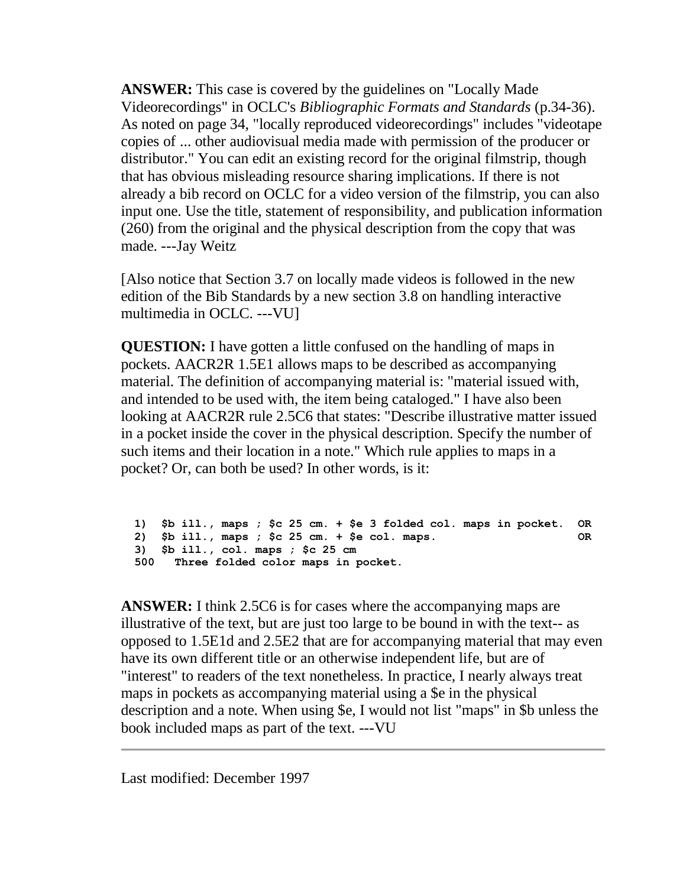**ANSWER:** This case is covered by the guidelines on "Locally Made Videorecordings" in OCLC's *Bibliographic Formats and Standards* (p.34-36). As noted on page 34, "locally reproduced videorecordings" includes "videotape copies of ... other audiovisual media made with permission of the producer or distributor." You can edit an existing record for the original filmstrip, though that has obvious misleading resource sharing implications. If there is not already a bib record on OCLC for a video version of the filmstrip, you can also input one. Use the title, statement of responsibility, and publication information (260) from the original and the physical description from the copy that was made. ---Jay Weitz

[Also notice that Section 3.7 on locally made videos is followed in the new edition of the Bib Standards by a new section 3.8 on handling interactive multimedia in OCLC. ---VU]

**QUESTION:** I have gotten a little confused on the handling of maps in pockets. AACR2R 1.5E1 allows maps to be described as accompanying material. The definition of accompanying material is: "material issued with, and intended to be used with, the item being cataloged." I have also been looking at AACR2R rule 2.5C6 that states: "Describe illustrative matter issued in a pocket inside the cover in the physical description. Specify the number of such items and their location in a note." Which rule applies to maps in a pocket? Or, can both be used? In other words, is it:

```
1)  $b ill., maps ; $c 25 cm. + $e 3 folded col. maps in pocket.  OR
2)  $b ill., maps ; $c 25 cm. + $e col. maps.                     OR
3)  $b ill., col. maps ; $c 25 cm
500   Three folded color maps in pocket.
```

**ANSWER:** I think 2.5C6 is for cases where the accompanying maps are illustrative of the text, but are just too large to be bound in with the text-- as opposed to 1.5E1d and 2.5E2 that are for accompanying material that may even have its own different title or an otherwise independent life, but are of "interest" to readers of the text nonetheless. In practice, I nearly always treat maps in pockets as accompanying material using a $e in the physical description and a note. When using $e, I would not list "maps" in $b unless the book included maps as part of the text. ---VU

---

Last modified: December 1997